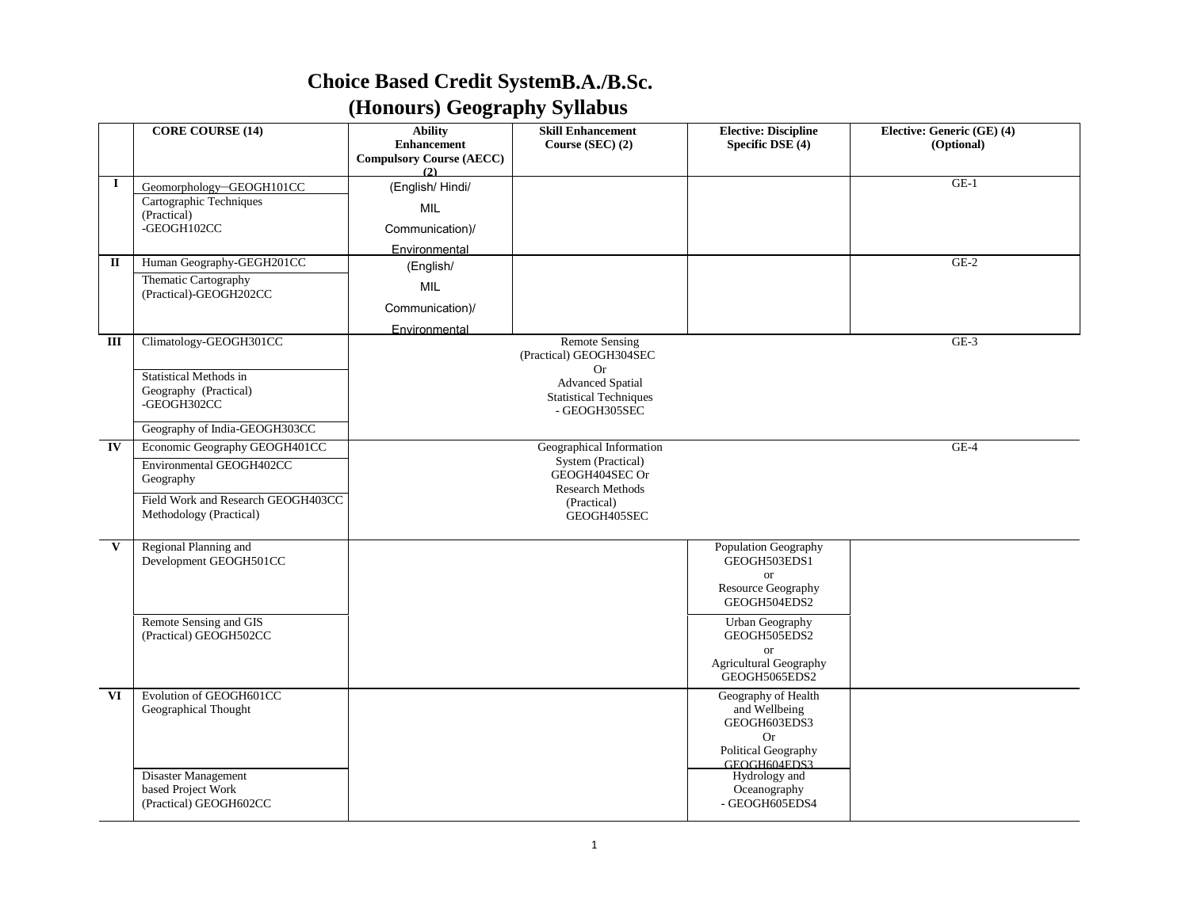# Choice Based Credit SystemB.A./B.Sc. (Honours) Geography Syllabus

| | CORE COURSE (14) | Ability Enhancement Compulsory Course (AECC) (2) | Skill Enhancement Course (SEC) (2) | Elective: Discipline Specific DSE (4) | Elective: Generic (GE) (4) (Optional) |
|---|---|---|---|---|---|
| I | Geomorphology–GEOGH101CC | (English/ Hindi/ MIL Communication)/ Environmental | | | GE-1 |
| | Cartographic Techniques (Practical) -GEOGH102CC | | | | |
| II | Human Geography-GEGH201CC | (English/ MIL Communication)/ Environmental | | | GE-2 |
| | Thematic Cartography (Practical)-GEOGH202CC | | | | |
| III | Climatology-GEOGH301CC | | Remote Sensing (Practical) GEOGH304SEC Or Advanced Spatial Statistical Techniques - GEOGH305SEC | | GE-3 |
| | Statistical Methods in Geography (Practical) -GEOGH302CC | | | | |
| | Geography of India-GEOGH303CC | | | | |
| IV | Economic Geography GEOGH401CC | | Geographical Information System (Practical) GEOGH404SEC Or Research Methods (Practical) GEOGH405SEC | | GE-4 |
| | Environmental GEOGH402CC Geography | | | | |
| | Field Work and Research GEOGH403CC Methodology (Practical) | | | | |
| V | Regional Planning and Development GEOGH501CC | | | Population Geography GEOGH503EDS1 or Resource Geography GEOGH504EDS2 | |
| | Remote Sensing and GIS (Practical) GEOGH502CC | | | Urban Geography GEOGH505EDS2 or Agricultural Geography GEOGH5065EDS2 | |
| VI | Evolution of GEOGH601CC Geographical Thought | | | Geography of Health and Wellbeing GEOGH603EDS3 Or Political Geography GEOGH604EDS3 | |
| | Disaster Management based Project Work (Practical) GEOGH602CC | | | Hydrology and Oceanography - GEOGH605EDS4 | |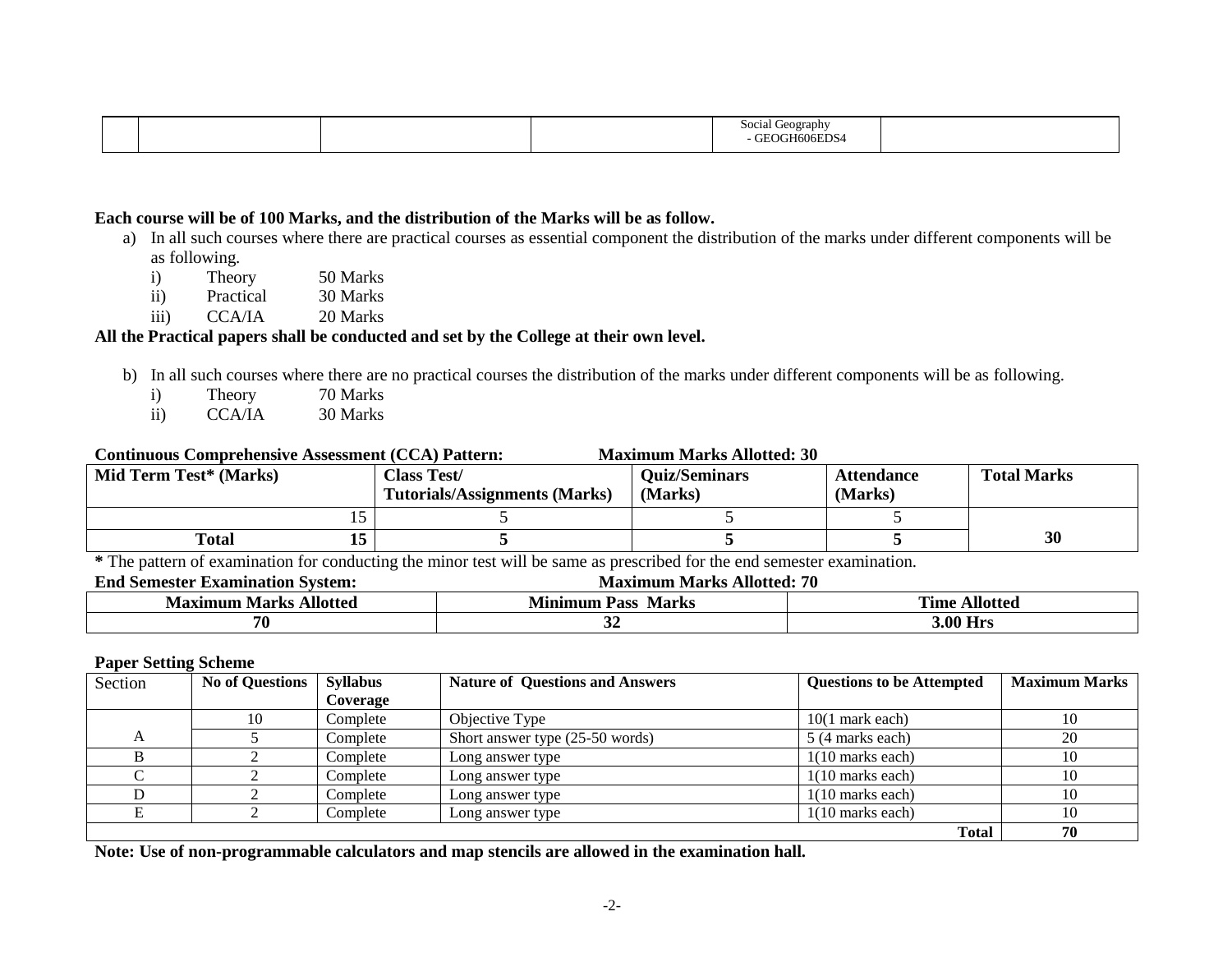| | | | | Social Geography - GEOGH606EDS4 | |
|---|---|---|---|---|---|

**Each course will be of 100 Marks, and the distribution of the Marks will be as follow.**

a) In all such courses where there are practical courses as essential component the distribution of the marks under different components will be as following.
   - i) Theory 50 Marks
   - ii) Practical 30 Marks
   - iii) CCA/IA 20 Marks

**All the Practical papers shall be conducted and set by the College at their own level.**

b) In all such courses where there are no practical courses the distribution of the marks under different components will be as following.
   - i) Theory 70 Marks
   - ii) CCA/IA 30 Marks

**Continuous Comprehensive Assessment (CCA) Pattern: Maximum Marks Allotted: 30**

| Mid Term Test* (Marks) | | Class Test/ Tutorials/Assignments (Marks) | Quiz/Seminars (Marks) | Attendance (Marks) | Total Marks |
|---|---|---|---|---|---|
| | 15 | 5 | 5 | 5 | |
| **Total** | **15** | **5** | **5** | **5** | **30** |

**\*** The pattern of examination for conducting the minor test will be same as prescribed for the end semester examination.

**End Semester Examination System: Maximum Marks Allotted: 70**

| Maximum Marks Allotted | Minimum Pass Marks | Time Allotted |
|---|---|---|
| **70** | **32** | **3.00 Hrs** |

**Paper Setting Scheme**

| Section | No of Questions | Syllabus Coverage | Nature of Questions and Answers | Questions to be Attempted | Maximum Marks |
|---|---|---|---|---|---|
| A | 10 | Complete | Objective Type | 10(1 mark each) | 10 |
| | 5 | Complete | Short answer type (25-50 words) | 5 (4 marks each) | 20 |
| B | 2 | Complete | Long answer type | 1(10 marks each) | 10 |
| C | 2 | Complete | Long answer type | 1(10 marks each) | 10 |
| D | 2 | Complete | Long answer type | 1(10 marks each) | 10 |
| E | 2 | Complete | Long answer type | 1(10 marks each) | 10 |
| | | | | **Total** | **70** |

**Note: Use of non-programmable calculators and map stencils are allowed in the examination hall.**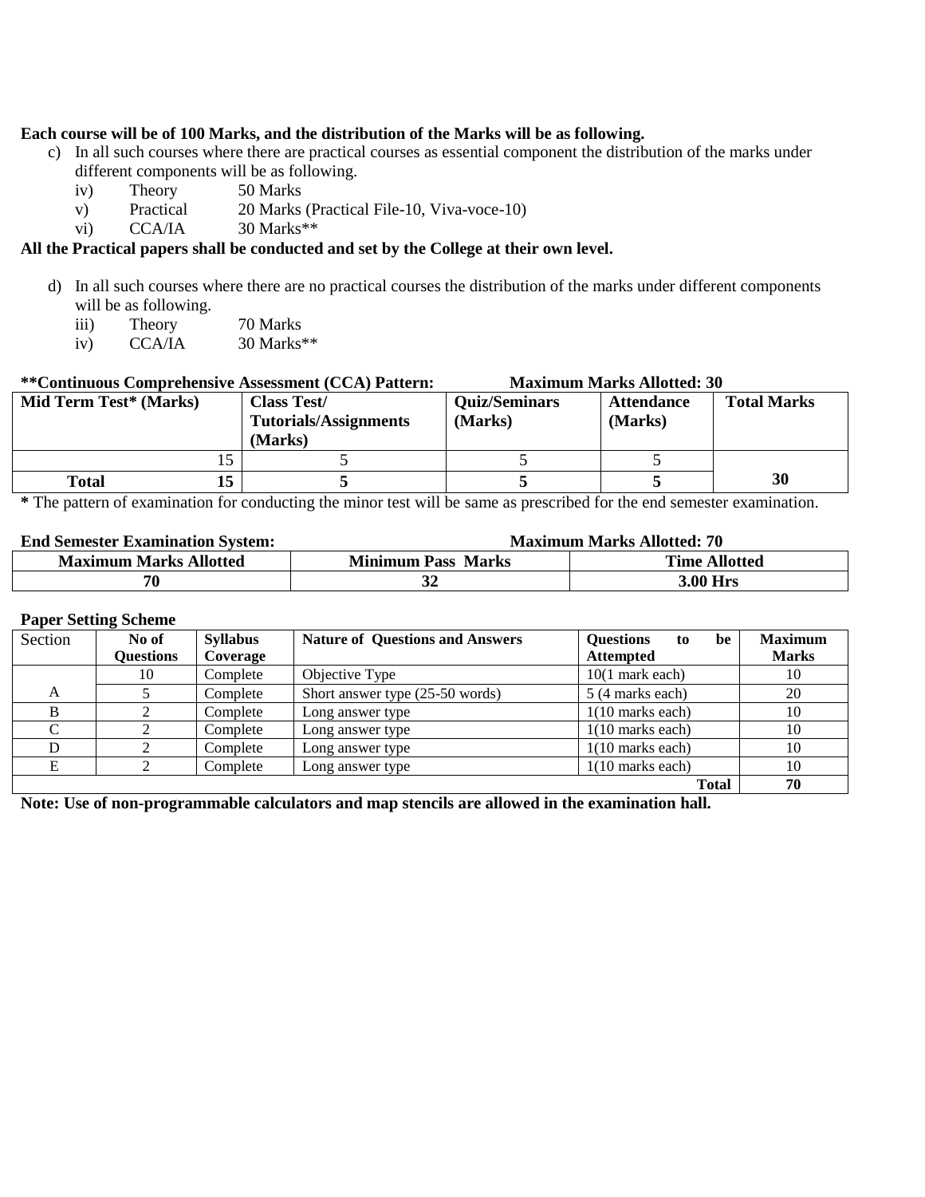**Each course will be of 100 Marks, and the distribution of the Marks will be as following.**

c) In all such courses where there are practical courses as essential component the distribution of the marks under different components will be as following.

iv) Theory 50 Marks

v) Practical 20 Marks (Practical File-10, Viva-voce-10)

vi) CCA/IA 30 Marks**

**All the Practical papers shall be conducted and set by the College at their own level.**

d) In all such courses where there are no practical courses the distribution of the marks under different components will be as following.

iii) Theory 70 Marks

iv) CCA/IA 30 Marks**

**\*\*Continuous Comprehensive Assessment (CCA) Pattern:** **Maximum Marks Allotted: 30**

| Mid Term Test* (Marks) | Class Test/ Tutorials/Assignments (Marks) | Quiz/Seminars (Marks) | Attendance (Marks) | Total Marks |
|---|---|---|---|---|
| 15 | 5 | 5 | 5 | |
| **Total 15** | **5** | **5** | **5** | **30** |

**\*** The pattern of examination for conducting the minor test will be same as prescribed for the end semester examination.

**End Semester Examination System:** **Maximum Marks Allotted: 70**

| Maximum Marks Allotted | Minimum Pass Marks | Time Allotted |
|---|---|---|
| **70** | **32** | **3.00 Hrs** |

**Paper Setting Scheme**

| Section | No of Questions | Syllabus Coverage | Nature of Questions and Answers | Questions to be Attempted | Maximum Marks |
|---|---|---|---|---|---|
| A | 10 | Complete | Objective Type | 10(1 mark each) | 10 |
| | 5 | Complete | Short answer type (25-50 words) | 5 (4 marks each) | 20 |
| B | 2 | Complete | Long answer type | 1(10 marks each) | 10 |
| C | 2 | Complete | Long answer type | 1(10 marks each) | 10 |
| D | 2 | Complete | Long answer type | 1(10 marks each) | 10 |
| E | 2 | Complete | Long answer type | 1(10 marks each) | 10 |
| | | | | **Total** | **70** |

**Note: Use of non-programmable calculators and map stencils are allowed in the examination hall.**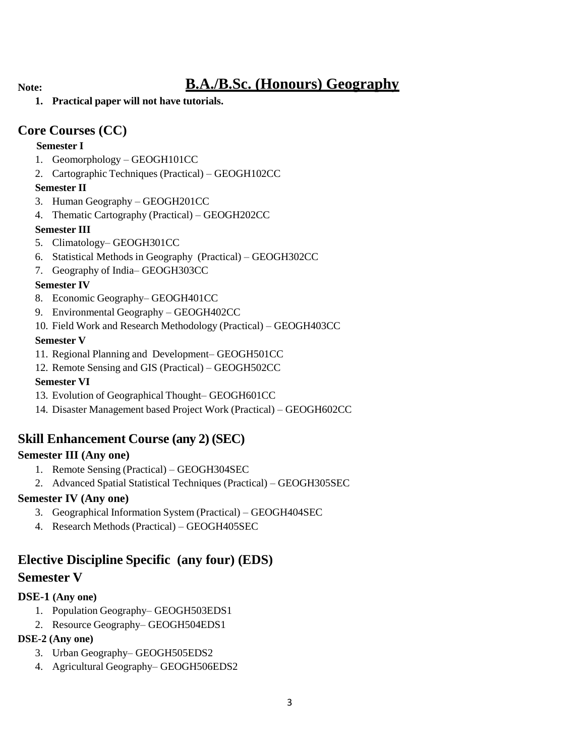# B.A./B.Sc. (Honours) Geography

**Note:**

1. **Practical paper will not have tutorials.**

## Core Courses (CC)

**Semester I**

1. Geomorphology – GEOGH101CC
2. Cartographic Techniques (Practical) – GEOGH102CC

**Semester II**

3. Human Geography – GEOGH201CC
4. Thematic Cartography (Practical) – GEOGH202CC

**Semester III**

5. Climatology– GEOGH301CC
6. Statistical Methods in Geography (Practical) – GEOGH302CC
7. Geography of India– GEOGH303CC

**Semester IV**

8. Economic Geography– GEOGH401CC
9. Environmental Geography – GEOGH402CC
10. Field Work and Research Methodology (Practical) – GEOGH403CC

**Semester V**

11. Regional Planning and Development– GEOGH501CC
12. Remote Sensing and GIS (Practical) – GEOGH502CC

**Semester VI**

13. Evolution of Geographical Thought– GEOGH601CC
14. Disaster Management based Project Work (Practical) – GEOGH602CC

## Skill Enhancement Course (any 2) (SEC)

**Semester III (Any one)**

1. Remote Sensing (Practical) – GEOGH304SEC
2. Advanced Spatial Statistical Techniques (Practical) – GEOGH305SEC

**Semester IV (Any one)**

3. Geographical Information System (Practical) – GEOGH404SEC
4. Research Methods (Practical) – GEOGH405SEC

## Elective Discipline Specific (any four) (EDS)

## Semester V

**DSE-1 (Any one)**

1. Population Geography– GEOGH503EDS1
2. Resource Geography– GEOGH504EDS1

**DSE-2 (Any one)**

3. Urban Geography– GEOGH505EDS2
4. Agricultural Geography– GEOGH506EDS2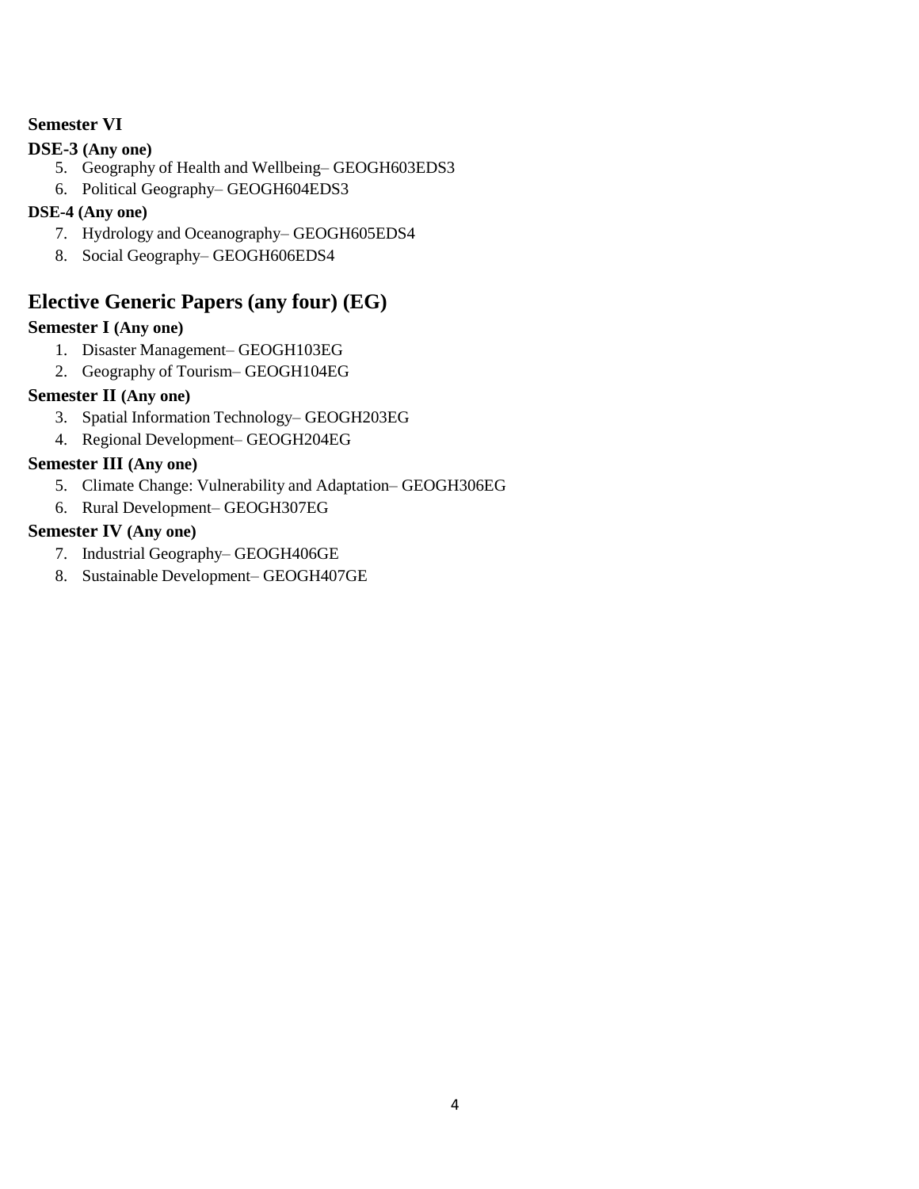**Semester VI**

**DSE-3 (Any one)**

5. Geography of Health and Wellbeing– GEOGH603EDS3
6. Political Geography– GEOGH604EDS3

**DSE-4 (Any one)**

7. Hydrology and Oceanography– GEOGH605EDS4
8. Social Geography– GEOGH606EDS4

## Elective Generic Papers (any four) (EG)

**Semester I (Any one)**

1. Disaster Management– GEOGH103EG
2. Geography of Tourism– GEOGH104EG

**Semester II (Any one)**

3. Spatial Information Technology– GEOGH203EG
4. Regional Development– GEOGH204EG

**Semester III (Any one)**

5. Climate Change: Vulnerability and Adaptation– GEOGH306EG
6. Rural Development– GEOGH307EG

**Semester IV (Any one)**

7. Industrial Geography– GEOGH406GE
8. Sustainable Development– GEOGH407GE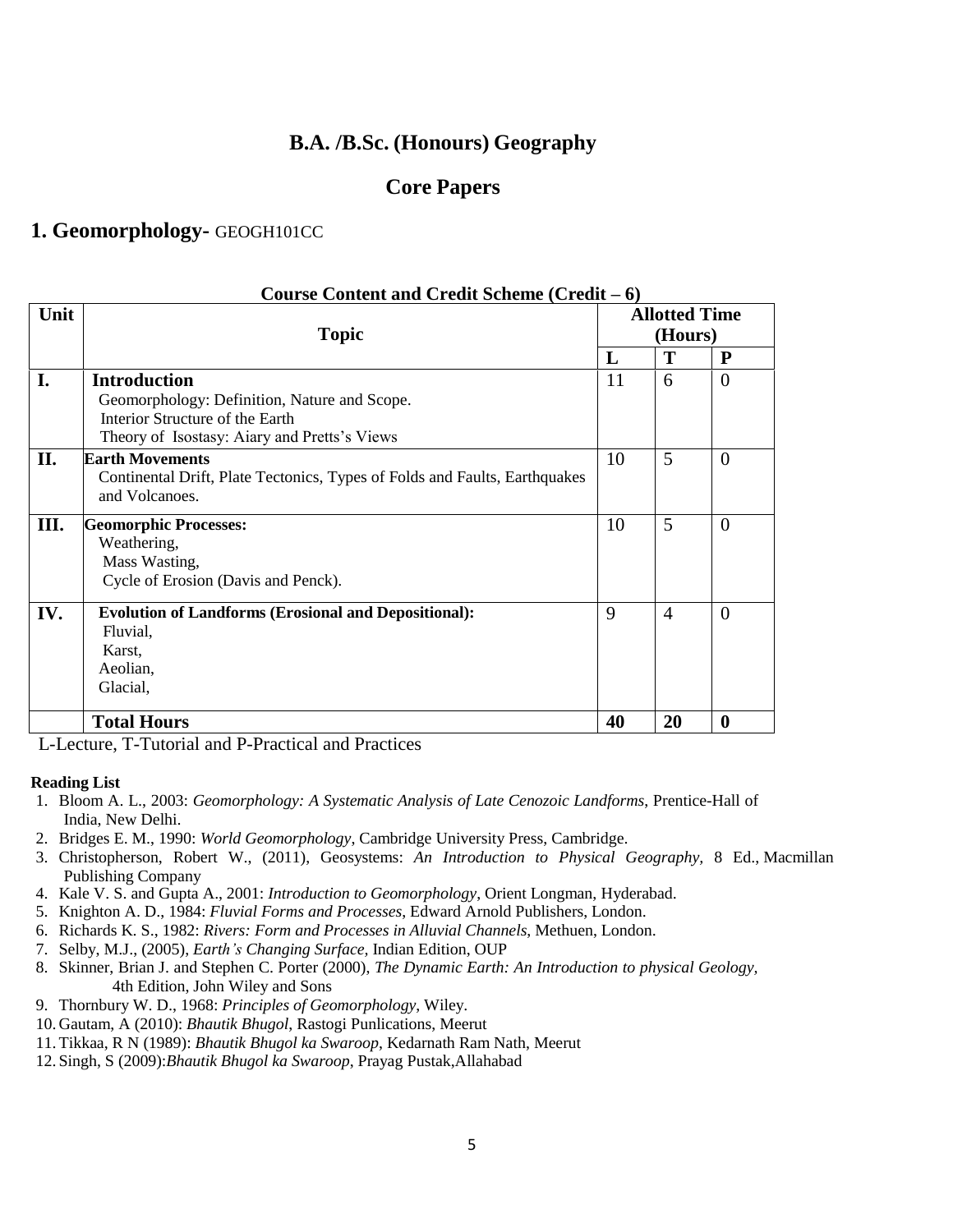# B.A. /B.Sc. (Honours) Geography

## Core Papers

### 1. Geomorphology- GEOGH101CC

**Course Content and Credit Scheme (Credit – 6)**

| Unit | Topic | Allotted Time (Hours) | | |
|---|---|---|---|---|
| | | L | T | P |
| I. | **Introduction**<br>Geomorphology: Definition, Nature and Scope.<br>Interior Structure of the Earth<br>Theory of Isostasy: Aiary and Pretts's Views | 11 | 6 | 0 |
| II. | **Earth Movements**<br>Continental Drift, Plate Tectonics, Types of Folds and Faults, Earthquakes and Volcanoes. | 10 | 5 | 0 |
| III. | **Geomorphic Processes:**<br>Weathering,<br>Mass Wasting,<br>Cycle of Erosion (Davis and Penck). | 10 | 5 | 0 |
| IV. | **Evolution of Landforms (Erosional and Depositional):**<br>Fluvial,<br>Karst,<br>Aeolian,<br>Glacial, | 9 | 4 | 0 |
| | **Total Hours** | **40** | **20** | **0** |

L-Lecture, T-Tutorial and P-Practical and Practices

**Reading List**

1. Bloom A. L., 2003: *Geomorphology: A Systematic Analysis of Late Cenozoic Landforms*, Prentice-Hall of India, New Delhi.
2. Bridges E. M., 1990: *World Geomorphology*, Cambridge University Press, Cambridge.
3. Christopherson, Robert W., (2011), Geosystems: *An Introduction to Physical Geography*, 8 Ed., Macmillan Publishing Company
4. Kale V. S. and Gupta A., 2001: *Introduction to Geomorphology*, Orient Longman, Hyderabad.
5. Knighton A. D., 1984: *Fluvial Forms and Processes*, Edward Arnold Publishers, London.
6. Richards K. S., 1982: *Rivers: Form and Processes in Alluvial Channels*, Methuen, London.
7. Selby, M.J., (2005), *Earth's Changing Surface*, Indian Edition, OUP
8. Skinner, Brian J. and Stephen C. Porter (2000), *The Dynamic Earth: An Introduction to physical Geology,* 4th Edition, John Wiley and Sons
9. Thornbury W. D., 1968: *Principles of Geomorphology*, Wiley.
10. Gautam, A (2010): *Bhautik Bhugol*, Rastogi Punlications, Meerut
11. Tikkaa, R N (1989): *Bhautik Bhugol ka Swaroop*, Kedarnath Ram Nath, Meerut
12. Singh, S (2009):*Bhautik Bhugol ka Swaroop*, Prayag Pustak,Allahabad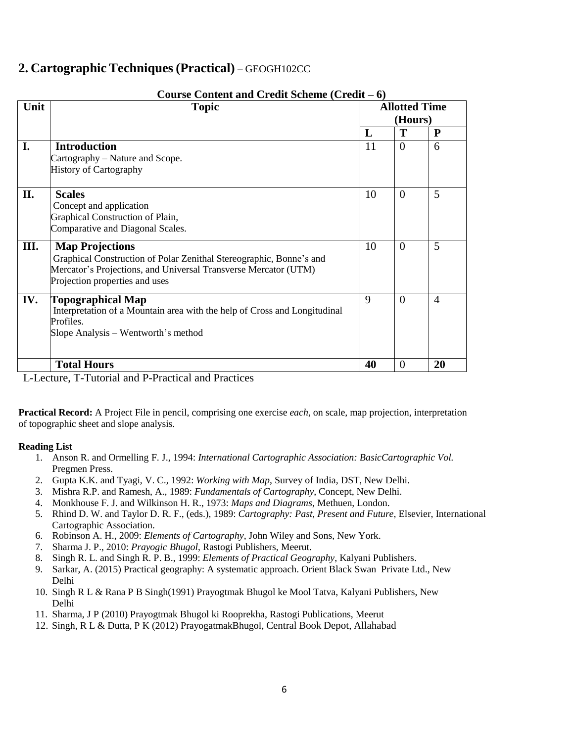## 2. Cartographic Techniques (Practical) – GEOGH102CC

**Course Content and Credit Scheme (Credit – 6)**

| Unit | Topic | Allotted Time (Hours) | | |
|---|---|---|---|---|
| | | **L** | **T** | **P** |
| **I.** | **Introduction**<br>Cartography – Nature and Scope.<br>History of Cartography | 11 | 0 | 6 |
| **II.** | **Scales**<br>Concept and application<br>Graphical Construction of Plain, Comparative and Diagonal Scales. | 10 | 0 | 5 |
| **III.** | **Map Projections**<br>Graphical Construction of Polar Zenithal Stereographic, Bonne's and Mercator's Projections, and Universal Transverse Mercator (UTM)<br>Projection properties and uses | 10 | 0 | 5 |
| **IV.** | **Topographical Map**<br>Interpretation of a Mountain area with the help of Cross and Longitudinal Profiles.<br>Slope Analysis – Wentworth's method | 9 | 0 | 4 |
| | **Total Hours** | **40** | 0 | **20** |

L-Lecture, T-Tutorial and P-Practical and Practices

**Practical Record:** A Project File in pencil, comprising one exercise *each*, on scale, map projection, interpretation of topographic sheet and slope analysis.

**Reading List**

1. Anson R. and Ormelling F. J., 1994: *International Cartographic Association: BasicCartographic Vol.* Pregmen Press.
2. Gupta K.K. and Tyagi, V. C., 1992: *Working with Map*, Survey of India, DST, New Delhi.
3. Mishra R.P. and Ramesh, A., 1989: *Fundamentals of Cartography*, Concept, New Delhi.
4. Monkhouse F. J. and Wilkinson H. R., 1973: *Maps and Diagrams*, Methuen, London.
5. Rhind D. W. and Taylor D. R. F., (eds.), 1989: *Cartography: Past, Present and Future*, Elsevier, International Cartographic Association.
6. Robinson A. H., 2009: *Elements of Cartography*, John Wiley and Sons, New York.
7. Sharma J. P., 2010: *Prayogic Bhugol*, Rastogi Publishers, Meerut.
8. Singh R. L. and Singh R. P. B., 1999: *Elements of Practical Geography*, Kalyani Publishers.
9. Sarkar, A. (2015) Practical geography: A systematic approach. Orient Black Swan Private Ltd., New Delhi
10. Singh R L & Rana P B Singh(1991) Prayogtmak Bhugol ke Mool Tatva, Kalyani Publishers, New Delhi
11. Sharma, J P (2010) Prayogtmak Bhugol ki Rooprekha, Rastogi Publications, Meerut
12. Singh, R L & Dutta, P K (2012) PrayogatmakBhugol, Central Book Depot, Allahabad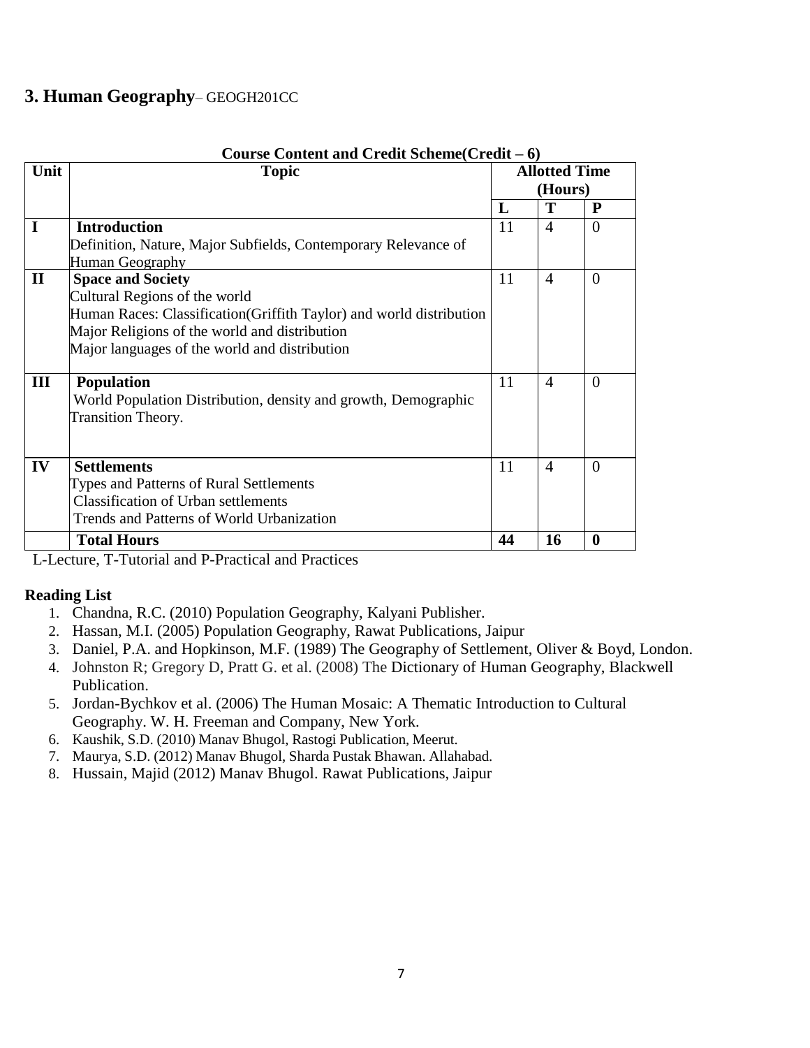## 3. Human Geography– GEOGH201CC

**Course Content and Credit Scheme(Credit – 6)**

| Unit | Topic | Allotted Time (Hours) | | |
|---|---|---|---|---|
| | | **L** | **T** | **P** |
| **I** | **Introduction**<br>Definition, Nature, Major Subfields, Contemporary Relevance of Human Geography | 11 | 4 | 0 |
| **II** | **Space and Society**<br>Cultural Regions of the world<br>Human Races: Classification(Griffith Taylor) and world distribution<br>Major Religions of the world and distribution<br>Major languages of the world and distribution | 11 | 4 | 0 |
| **III** | **Population**<br>World Population Distribution, density and growth, Demographic Transition Theory. | 11 | 4 | 0 |
| **IV** | **Settlements**<br>Types and Patterns of Rural Settlements<br>Classification of Urban settlements<br>Trends and Patterns of World Urbanization | 11 | 4 | 0 |
| | **Total Hours** | **44** | **16** | **0** |

L-Lecture, T-Tutorial and P-Practical and Practices

**Reading List**

1. Chandna, R.C. (2010) Population Geography, Kalyani Publisher.
2. Hassan, M.I. (2005) Population Geography, Rawat Publications, Jaipur
3. Daniel, P.A. and Hopkinson, M.F. (1989) The Geography of Settlement, Oliver & Boyd, London.
4. Johnston R; Gregory D, Pratt G. et al. (2008) The Dictionary of Human Geography, Blackwell Publication.
5. Jordan-Bychkov et al. (2006) The Human Mosaic: A Thematic Introduction to Cultural Geography. W. H. Freeman and Company, New York.
6. Kaushik, S.D. (2010) Manav Bhugol, Rastogi Publication, Meerut.
7. Maurya, S.D. (2012) Manav Bhugol, Sharda Pustak Bhawan. Allahabad.
8. Hussain, Majid (2012) Manav Bhugol. Rawat Publications, Jaipur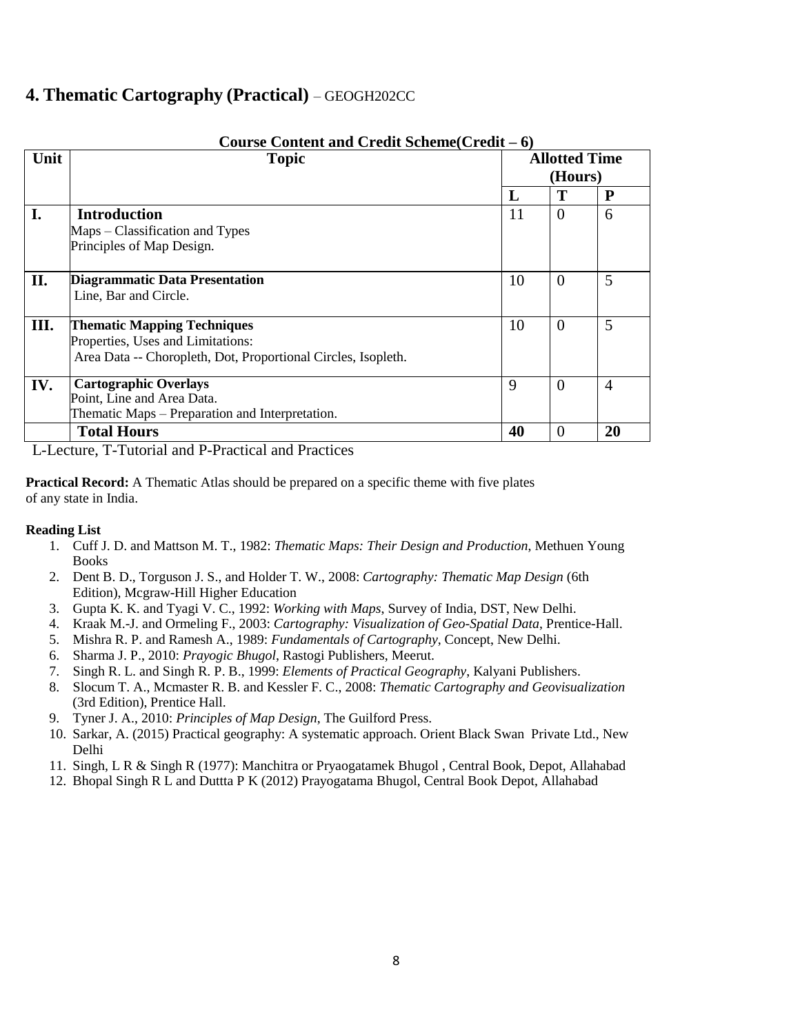## 4. Thematic Cartography (Practical) – GEOGH202CC

**Course Content and Credit Scheme(Credit – 6)**

| Unit | Topic | Allotted Time (Hours) | | |
|---|---|---|---|---|
| | | **L** | **T** | **P** |
| **I.** | **Introduction**<br>Maps – Classification and Types<br>Principles of Map Design. | 11 | 0 | 6 |
| **II.** | **Diagrammatic Data Presentation**<br>Line, Bar and Circle. | 10 | 0 | 5 |
| **III.** | **Thematic Mapping Techniques**<br>Properties, Uses and Limitations:<br>Area Data -- Choropleth, Dot, Proportional Circles, Isopleth. | 10 | 0 | 5 |
| **IV.** | **Cartographic Overlays**<br>Point, Line and Area Data.<br>Thematic Maps – Preparation and Interpretation. | 9 | 0 | 4 |
| | **Total Hours** | **40** | 0 | **20** |

L-Lecture, T-Tutorial and P-Practical and Practices

**Practical Record:** A Thematic Atlas should be prepared on a specific theme with five plates of any state in India.

**Reading List**

1. Cuff J. D. and Mattson M. T., 1982: *Thematic Maps: Their Design and Production*, Methuen Young Books
2. Dent B. D., Torguson J. S., and Holder T. W., 2008: *Cartography: Thematic Map Design* (6th Edition), Mcgraw-Hill Higher Education
3. Gupta K. K. and Tyagi V. C., 1992: *Working with Maps*, Survey of India, DST, New Delhi.
4. Kraak M.-J. and Ormeling F., 2003: *Cartography: Visualization of Geo-Spatial Data*, Prentice-Hall.
5. Mishra R. P. and Ramesh A., 1989: *Fundamentals of Cartography*, Concept, New Delhi.
6. Sharma J. P., 2010: *Prayogic Bhugol*, Rastogi Publishers, Meerut.
7. Singh R. L. and Singh R. P. B., 1999: *Elements of Practical Geography*, Kalyani Publishers.
8. Slocum T. A., Mcmaster R. B. and Kessler F. C., 2008: *Thematic Cartography and Geovisualization* (3rd Edition), Prentice Hall.
9. Tyner J. A., 2010: *Principles of Map Design*, The Guilford Press.
10. Sarkar, A. (2015) Practical geography: A systematic approach. Orient Black Swan Private Ltd., New Delhi
11. Singh, L R & Singh R (1977): Manchitra or Pryaogatamek Bhugol , Central Book, Depot, Allahabad
12. Bhopal Singh R L and Duttta P K (2012) Prayogatama Bhugol, Central Book Depot, Allahabad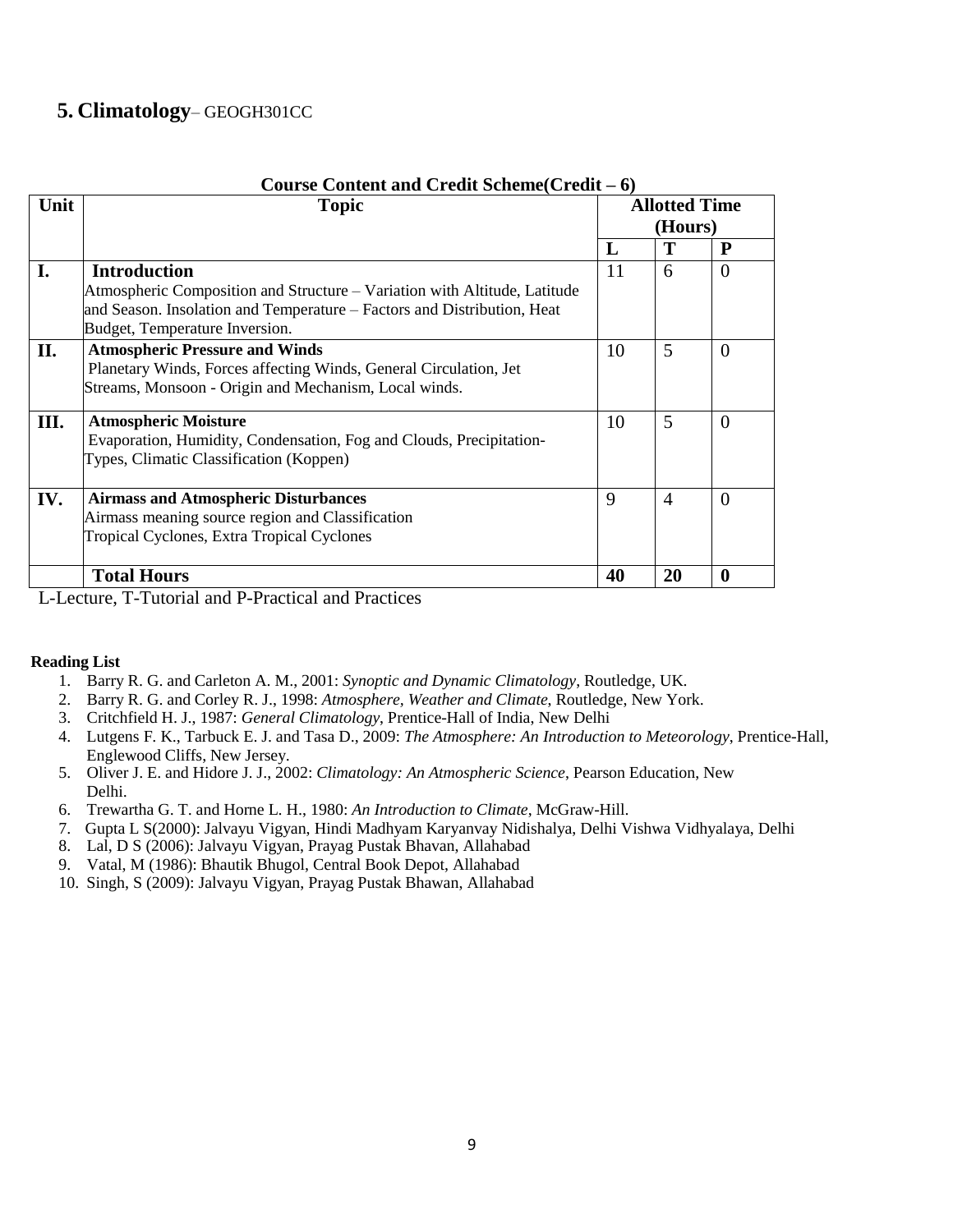## 5. **Climatology**– GEOGH301CC

**Course Content and Credit Scheme(Credit – 6)**

| Unit | Topic | Allotted Time (Hours) | | |
|---|---|---|---|---|
| | | **L** | **T** | **P** |
| **I.** | **Introduction**<br>Atmospheric Composition and Structure – Variation with Altitude, Latitude and Season. Insolation and Temperature – Factors and Distribution, Heat Budget, Temperature Inversion. | 11 | 6 | 0 |
| **II.** | **Atmospheric Pressure and Winds**<br>Planetary Winds, Forces affecting Winds, General Circulation, Jet Streams, Monsoon - Origin and Mechanism, Local winds. | 10 | 5 | 0 |
| **III.** | **Atmospheric Moisture**<br>Evaporation, Humidity, Condensation, Fog and Clouds, Precipitation-Types, Climatic Classification (Koppen) | 10 | 5 | 0 |
| **IV.** | **Airmass and Atmospheric Disturbances**<br>Airmass meaning source region and Classification<br>Tropical Cyclones, Extra Tropical Cyclones | 9 | 4 | 0 |
| | **Total Hours** | **40** | **20** | **0** |

L-Lecture, T-Tutorial and P-Practical and Practices

**Reading List**

1. Barry R. G. and Carleton A. M., 2001: *Synoptic and Dynamic Climatology*, Routledge, UK.
2. Barry R. G. and Corley R. J., 1998: *Atmosphere, Weather and Climate*, Routledge, New York.
3. Critchfield H. J., 1987: *General Climatology*, Prentice-Hall of India, New Delhi
4. Lutgens F. K., Tarbuck E. J. and Tasa D., 2009: *The Atmosphere: An Introduction to Meteorology*, Prentice-Hall, Englewood Cliffs, New Jersey.
5. Oliver J. E. and Hidore J. J., 2002: *Climatology: An Atmospheric Science*, Pearson Education, New Delhi.
6. Trewartha G. T. and Horne L. H., 1980: *An Introduction to Climate*, McGraw-Hill.
7. Gupta L S(2000): Jalvayu Vigyan, Hindi Madhyam Karyanvay Nidishalya, Delhi Vishwa Vidhyalaya, Delhi
8. Lal, D S (2006): Jalvayu Vigyan, Prayag Pustak Bhavan, Allahabad
9. Vatal, M (1986): Bhautik Bhugol, Central Book Depot, Allahabad
10. Singh, S (2009): Jalvayu Vigyan, Prayag Pustak Bhawan, Allahabad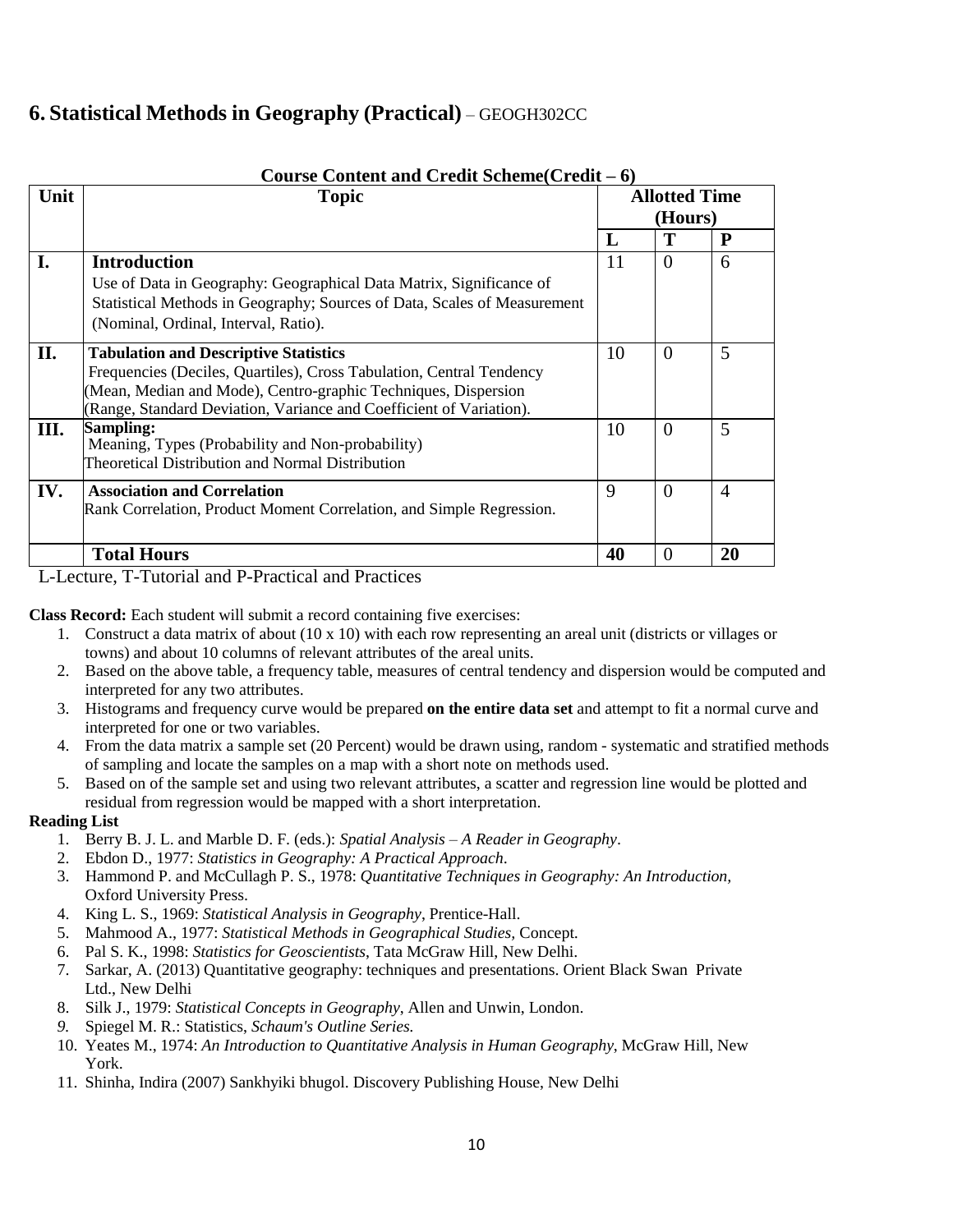## 6. Statistical Methods in Geography (Practical) – GEOGH302CC

**Course Content and Credit Scheme(Credit – 6)**

| Unit | Topic | Allotted Time (Hours) | | |
|---|---|---|---|---|
| | | **L** | **T** | **P** |
| **I.** | **Introduction**<br>Use of Data in Geography: Geographical Data Matrix, Significance of Statistical Methods in Geography; Sources of Data, Scales of Measurement (Nominal, Ordinal, Interval, Ratio). | 11 | 0 | 6 |
| **II.** | **Tabulation and Descriptive Statistics**<br>Frequencies (Deciles, Quartiles), Cross Tabulation, Central Tendency (Mean, Median and Mode), Centro-graphic Techniques, Dispersion (Range, Standard Deviation, Variance and Coefficient of Variation). | 10 | 0 | 5 |
| **III.** | **Sampling:**<br>Meaning, Types (Probability and Non-probability)<br>Theoretical Distribution and Normal Distribution | 10 | 0 | 5 |
| **IV.** | **Association and Correlation**<br>Rank Correlation, Product Moment Correlation, and Simple Regression. | 9 | 0 | 4 |
| | **Total Hours** | **40** | 0 | **20** |

L-Lecture, T-Tutorial and P-Practical and Practices

**Class Record:** Each student will submit a record containing five exercises:

1. Construct a data matrix of about (10 x 10) with each row representing an areal unit (districts or villages or towns) and about 10 columns of relevant attributes of the areal units.
2. Based on the above table, a frequency table, measures of central tendency and dispersion would be computed and interpreted for any two attributes.
3. Histograms and frequency curve would be prepared **on the entire data set** and attempt to fit a normal curve and interpreted for one or two variables.
4. From the data matrix a sample set (20 Percent) would be drawn using, random - systematic and stratified methods of sampling and locate the samples on a map with a short note on methods used.
5. Based on of the sample set and using two relevant attributes, a scatter and regression line would be plotted and residual from regression would be mapped with a short interpretation.

**Reading List**

1. Berry B. J. L. and Marble D. F. (eds.): *Spatial Analysis – A Reader in Geography*.
2. Ebdon D., 1977: *Statistics in Geography: A Practical Approach*.
3. Hammond P. and McCullagh P. S., 1978: *Quantitative Techniques in Geography: An Introduction,* Oxford University Press.
4. King L. S., 1969: *Statistical Analysis in Geography*, Prentice-Hall.
5. Mahmood A., 1977: *Statistical Methods in Geographical Studies,* Concept.
6. Pal S. K., 1998: *Statistics for Geoscientists*, Tata McGraw Hill, New Delhi.
7. Sarkar, A. (2013) Quantitative geography: techniques and presentations. Orient Black Swan Private Ltd., New Delhi
8. Silk J., 1979: *Statistical Concepts in Geography*, Allen and Unwin, London.
9. Spiegel M. R.: Statistics, *Schaum's Outline Series.*
10. Yeates M., 1974: *An Introduction to Quantitative Analysis in Human Geography*, McGraw Hill, New York.
11. Shinha, Indira (2007) Sankhyiki bhugol. Discovery Publishing House, New Delhi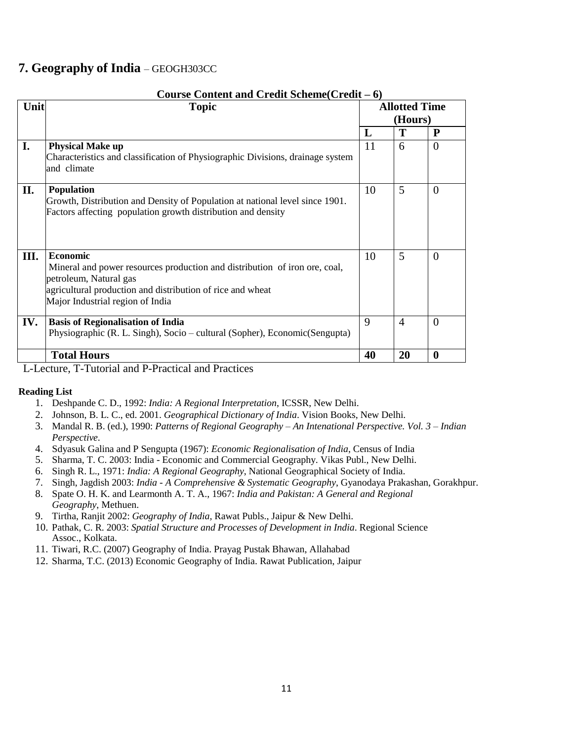## 7. Geography of India – GEOGH303CC

**Course Content and Credit Scheme(Credit – 6)**

| Unit | Topic | Allotted Time (Hours) | | |
|---|---|---|---|---|
| | | **L** | **T** | **P** |
| **I.** | **Physical Make up**<br>Characteristics and classification of Physiographic Divisions, drainage system and climate | 11 | 6 | 0 |
| **II.** | **Population**<br>Growth, Distribution and Density of Population at national level since 1901. Factors affecting population growth distribution and density | 10 | 5 | 0 |
| **III.** | **Economic**<br>Mineral and power resources production and distribution of iron ore, coal, petroleum, Natural gas<br>agricultural production and distribution of rice and wheat<br>Major Industrial region of India | 10 | 5 | 0 |
| **IV.** | **Basis of Regionalisation of India**<br>Physiographic (R. L. Singh), Socio – cultural (Sopher), Economic(Sengupta) | 9 | 4 | 0 |
| | **Total Hours** | **40** | **20** | **0** |

L-Lecture, T-Tutorial and P-Practical and Practices

**Reading List**

1. Deshpande C. D., 1992: *India: A Regional Interpretation*, ICSSR, New Delhi.
2. Johnson, B. L. C., ed. 2001. *Geographical Dictionary of India*. Vision Books, New Delhi.
3. Mandal R. B. (ed.), 1990: *Patterns of Regional Geography – An Intenational Perspective. Vol. 3 – Indian Perspective*.
4. Sdyasuk Galina and P Sengupta (1967): *Economic Regionalisation of India*, Census of India
5. Sharma, T. C. 2003: India - Economic and Commercial Geography. Vikas Publ., New Delhi.
6. Singh R. L., 1971: *India: A Regional Geography*, National Geographical Society of India.
7. Singh, Jagdish 2003: *India - A Comprehensive & Systematic Geography*, Gyanodaya Prakashan, Gorakhpur.
8. Spate O. H. K. and Learmonth A. T. A., 1967: *India and Pakistan: A General and Regional Geography*, Methuen.
9. Tirtha, Ranjit 2002: *Geography of India*, Rawat Publs., Jaipur & New Delhi.
10. Pathak, C. R. 2003: *Spatial Structure and Processes of Development in India*. Regional Science Assoc., Kolkata.
11. Tiwari, R.C. (2007) Geography of India. Prayag Pustak Bhawan, Allahabad
12. Sharma, T.C. (2013) Economic Geography of India. Rawat Publication, Jaipur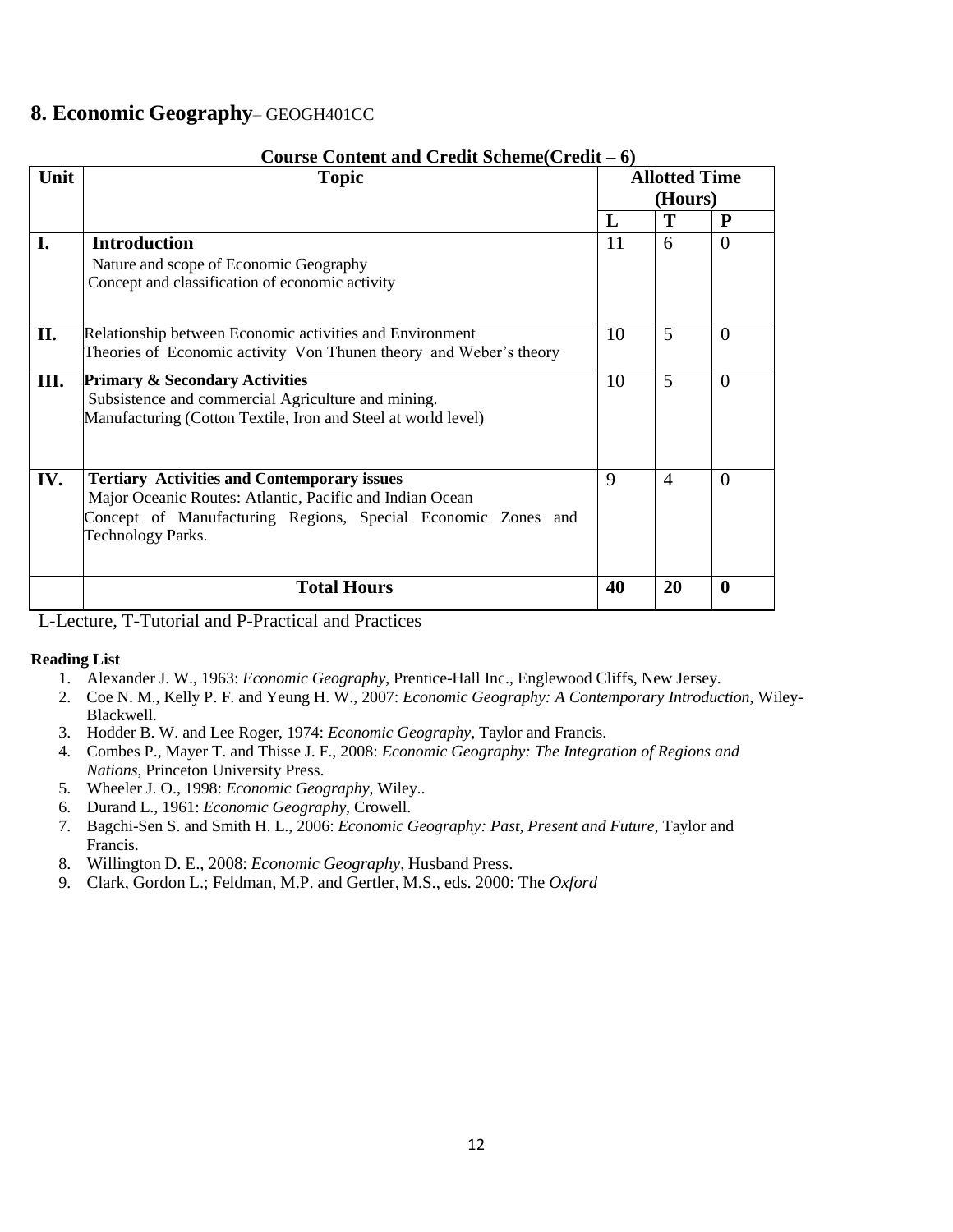## **8. Economic Geography**– GEOGH401CC

**Course Content and Credit Scheme(Credit – 6)**

| Unit | Topic | Allotted Time (Hours) | | |
|---|---|---|---|---|
| | | **L** | **T** | **P** |
| **I.** | **Introduction**<br>Nature and scope of Economic Geography<br>Concept and classification of economic activity | 11 | 6 | 0 |
| **II.** | Relationship between Economic activities and Environment<br>Theories of Economic activity Von Thunen theory and Weber's theory | 10 | 5 | 0 |
| **III.** | **Primary & Secondary Activities**<br>Subsistence and commercial Agriculture and mining.<br>Manufacturing (Cotton Textile, Iron and Steel at world level) | 10 | 5 | 0 |
| **IV.** | **Tertiary Activities and Contemporary issues**<br>Major Oceanic Routes: Atlantic, Pacific and Indian Ocean<br>Concept of Manufacturing Regions, Special Economic Zones and Technology Parks. | 9 | 4 | 0 |
| | **Total Hours** | **40** | **20** | **0** |

L-Lecture, T-Tutorial and P-Practical and Practices

**Reading List**

1. Alexander J. W., 1963: *Economic Geography*, Prentice-Hall Inc., Englewood Cliffs, New Jersey.
2. Coe N. M., Kelly P. F. and Yeung H. W., 2007: *Economic Geography: A Contemporary Introduction*, Wiley-Blackwell.
3. Hodder B. W. and Lee Roger, 1974: *Economic Geography*, Taylor and Francis.
4. Combes P., Mayer T. and Thisse J. F., 2008: *Economic Geography: The Integration of Regions and Nations*, Princeton University Press.
5. Wheeler J. O., 1998: *Economic Geography*, Wiley..
6. Durand L., 1961: *Economic Geography*, Crowell.
7. Bagchi-Sen S. and Smith H. L., 2006: *Economic Geography: Past, Present and Future*, Taylor and Francis.
8. Willington D. E., 2008: *Economic Geography*, Husband Press.
9. Clark, Gordon L.; Feldman, M.P. and Gertler, M.S., eds. 2000: The *Oxford*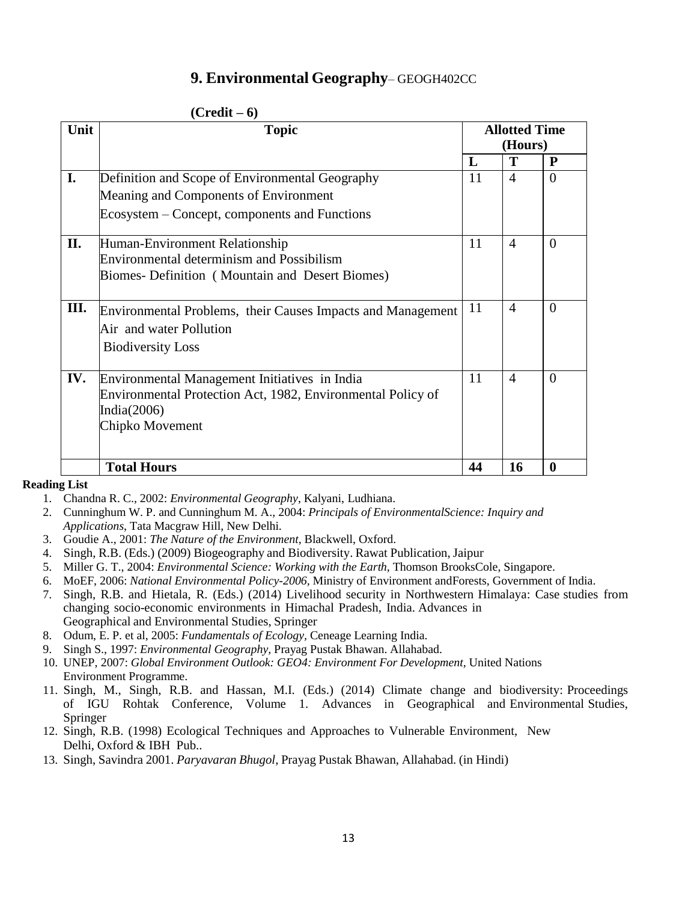## 9. Environmental Geography– GEOGH402CC

**(Credit – 6)**

| Unit | Topic | Allotted Time (Hours) | | |
|---|---|---|---|---|
| | | **L** | **T** | **P** |
| **I.** | Definition and Scope of Environmental Geography<br>Meaning and Components of Environment<br>Ecosystem – Concept, components and Functions | 11 | 4 | 0 |
| **II.** | Human-Environment Relationship<br>Environmental determinism and Possibilism<br>Biomes- Definition ( Mountain and Desert Biomes) | 11 | 4 | 0 |
| **III.** | Environmental Problems, their Causes Impacts and Management<br>Air and water Pollution<br>Biodiversity Loss | 11 | 4 | 0 |
| **IV.** | Environmental Management Initiatives in India<br>Environmental Protection Act, 1982, Environmental Policy of India(2006)<br>Chipko Movement | 11 | 4 | 0 |
| | **Total Hours** | **44** | **16** | **0** |

**Reading List**

1. Chandna R. C., 2002: *Environmental Geography*, Kalyani, Ludhiana.
2. Cunninghum W. P. and Cunninghum M. A., 2004: *Principals of EnvironmentalScience: Inquiry and Applications*, Tata Macgraw Hill, New Delhi.
3. Goudie A., 2001: *The Nature of the Environment*, Blackwell, Oxford.
4. Singh, R.B. (Eds.) (2009) Biogeography and Biodiversity. Rawat Publication, Jaipur
5. Miller G. T., 2004: *Environmental Science: Working with the Earth*, Thomson BrooksCole, Singapore.
6. MoEF, 2006: *National Environmental Policy-2006*, Ministry of Environment andForests, Government of India.
7. Singh, R.B. and Hietala, R. (Eds.) (2014) Livelihood security in Northwestern Himalaya: Case studies from changing socio-economic environments in Himachal Pradesh, India. Advances in Geographical and Environmental Studies, Springer
8. Odum, E. P. et al, 2005: *Fundamentals of Ecology*, Ceneage Learning India.
9. Singh S., 1997: *Environmental Geography*, Prayag Pustak Bhawan. Allahabad.
10. UNEP, 2007: *Global Environment Outlook: GEO4: Environment For Development*, United Nations Environment Programme.
11. Singh, M., Singh, R.B. and Hassan, M.I. (Eds.) (2014) Climate change and biodiversity: Proceedings of IGU Rohtak Conference, Volume 1. Advances in Geographical and Environmental Studies, Springer
12. Singh, R.B. (1998) Ecological Techniques and Approaches to Vulnerable Environment, New Delhi, Oxford & IBH Pub..
13. Singh, Savindra 2001. *Paryavaran Bhugol*, Prayag Pustak Bhawan, Allahabad. (in Hindi)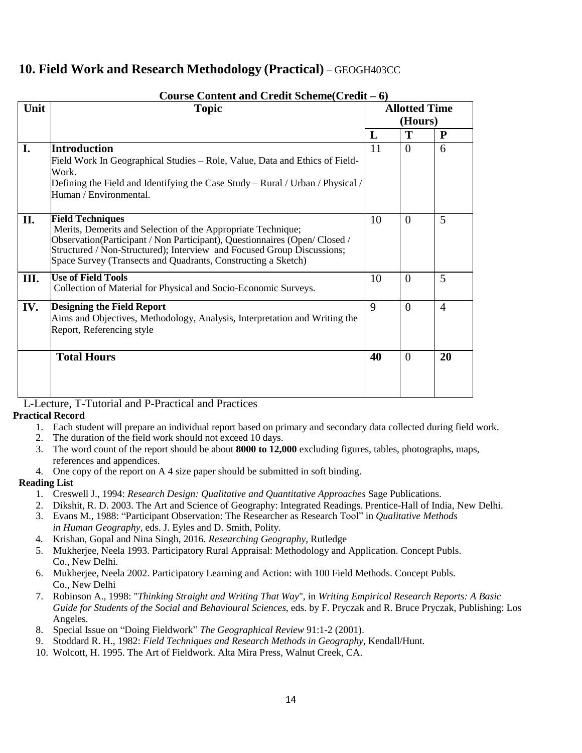## 10. Field Work and Research Methodology (Practical) – GEOGH403CC

**Course Content and Credit Scheme(Credit – 6)**

| Unit | Topic | Allotted Time (Hours) | | |
|---|---|---|---|---|
| | | **L** | **T** | **P** |
| **I.** | **Introduction**<br>Field Work In Geographical Studies – Role, Value, Data and Ethics of Field-Work.<br>Defining the Field and Identifying the Case Study – Rural / Urban / Physical / Human / Environmental. | 11 | 0 | 6 |
| **II.** | **Field Techniques**<br>Merits, Demerits and Selection of the Appropriate Technique; Observation(Participant / Non Participant), Questionnaires (Open/ Closed / Structured / Non-Structured); Interview and Focused Group Discussions; Space Survey (Transects and Quadrants, Constructing a Sketch) | 10 | 0 | 5 |
| **III.** | **Use of Field Tools**<br>Collection of Material for Physical and Socio-Economic Surveys. | 10 | 0 | 5 |
| **IV.** | **Designing the Field Report**<br>Aims and Objectives, Methodology, Analysis, Interpretation and Writing the Report, Referencing style | 9 | 0 | 4 |
| | **Total Hours** | **40** | 0 | **20** |

L-Lecture, T-Tutorial and P-Practical and Practices

**Practical Record**

1. Each student will prepare an individual report based on primary and secondary data collected during field work.
2. The duration of the field work should not exceed 10 days.
3. The word count of the report should be about **8000 to 12,000** excluding figures, tables, photographs, maps, references and appendices.
4. One copy of the report on A 4 size paper should be submitted in soft binding.

**Reading List**

1. Creswell J., 1994: *Research Design: Qualitative and Quantitative Approaches* Sage Publications.
2. Dikshit, R. D. 2003. The Art and Science of Geography: Integrated Readings. Prentice-Hall of India, New Delhi.
3. Evans M., 1988: "Participant Observation: The Researcher as Research Tool" in *Qualitative Methods in Human Geography*, eds. J. Eyles and D. Smith, Polity.
4. Krishan, Gopal and Nina Singh, 2016. *Researching Geography*, Rutledge
5. Mukherjee, Neela 1993. Participatory Rural Appraisal: Methodology and Application. Concept Publs. Co., New Delhi.
6. Mukherjee, Neela 2002. Participatory Learning and Action: with 100 Field Methods. Concept Publs. Co., New Delhi
7. Robinson A., 1998: "*Thinking Straight and Writing That Way*", in *Writing Empirical Research Reports: A Basic Guide for Students of the Social and Behavioural Sciences*, eds. by F. Pryczak and R. Bruce Pryczak, Publishing: Los Angeles.
8. Special Issue on "Doing Fieldwork" *The Geographical Review* 91:1-2 (2001).
9. Stoddard R. H., 1982: *Field Techniques and Research Methods in Geography*, Kendall/Hunt.
10. Wolcott, H. 1995. The Art of Fieldwork. Alta Mira Press, Walnut Creek, CA.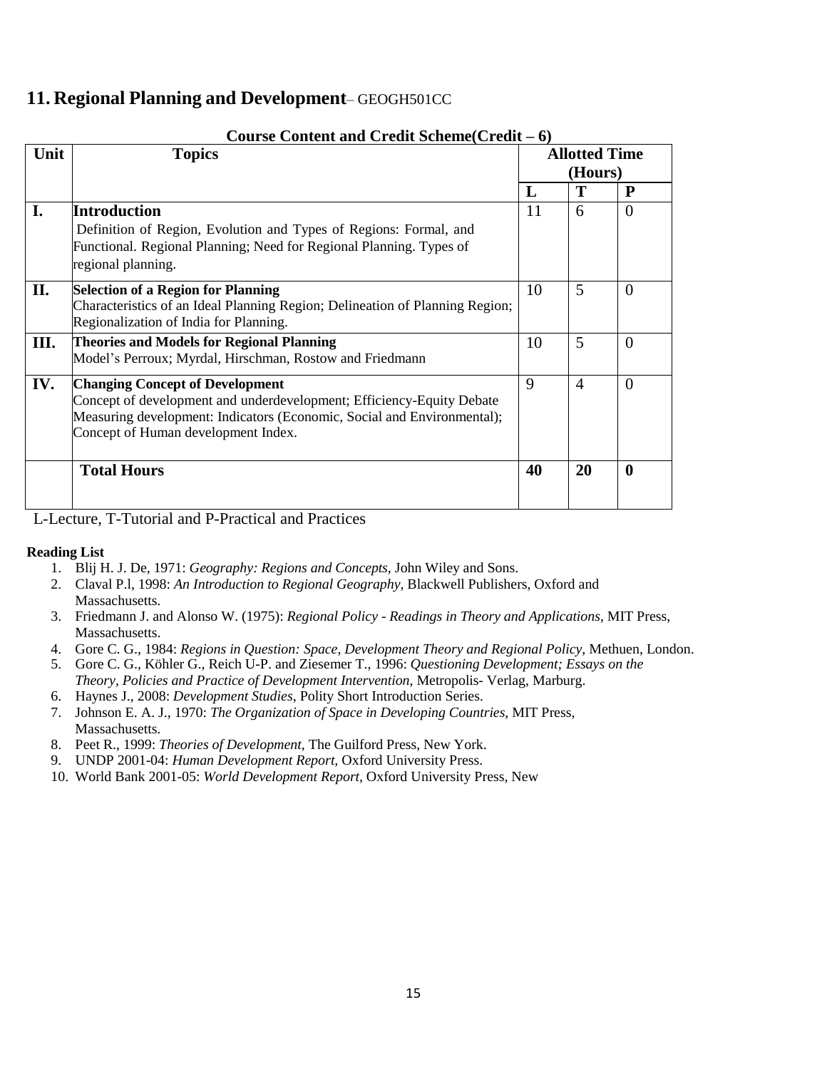## 11. Regional Planning and Development– GEOGH501CC

**Course Content and Credit Scheme(Credit – 6)**

| Unit | Topics | Allotted Time (Hours) | | |
|---|---|---|---|---|
| | | **L** | **T** | **P** |
| **I.** | **Introduction**<br>Definition of Region, Evolution and Types of Regions: Formal, and Functional. Regional Planning; Need for Regional Planning. Types of regional planning. | 11 | 6 | 0 |
| **II.** | **Selection of a Region for Planning**<br>Characteristics of an Ideal Planning Region; Delineation of Planning Region; Regionalization of India for Planning. | 10 | 5 | 0 |
| **III.** | **Theories and Models for Regional Planning**<br>Model's Perroux; Myrdal, Hirschman, Rostow and Friedmann | 10 | 5 | 0 |
| **IV.** | **Changing Concept of Development**<br>Concept of development and underdevelopment; Efficiency-Equity Debate Measuring development: Indicators (Economic, Social and Environmental); Concept of Human development Index. | 9 | 4 | 0 |
| | **Total Hours** | **40** | **20** | **0** |

L-Lecture, T-Tutorial and P-Practical and Practices

**Reading List**

1. Blij H. J. De, 1971: *Geography: Regions and Concepts*, John Wiley and Sons.
2. Claval P.l, 1998: *An Introduction to Regional Geography*, Blackwell Publishers, Oxford and Massachusetts.
3. Friedmann J. and Alonso W. (1975): *Regional Policy - Readings in Theory and Applications*, MIT Press, Massachusetts.
4. Gore C. G., 1984: *Regions in Question: Space, Development Theory and Regional Policy*, Methuen, London.
5. Gore C. G., Köhler G., Reich U-P. and Ziesemer T., 1996: *Questioning Development; Essays on the Theory, Policies and Practice of Development Intervention*, Metropolis- Verlag, Marburg.
6. Haynes J., 2008: *Development Studies*, Polity Short Introduction Series.
7. Johnson E. A. J., 1970: *The Organization of Space in Developing Countries*, MIT Press, Massachusetts.
8. Peet R., 1999: *Theories of Development*, The Guilford Press, New York.
9. UNDP 2001-04: *Human Development Report*, Oxford University Press.
10. World Bank 2001-05: *World Development Report*, Oxford University Press, New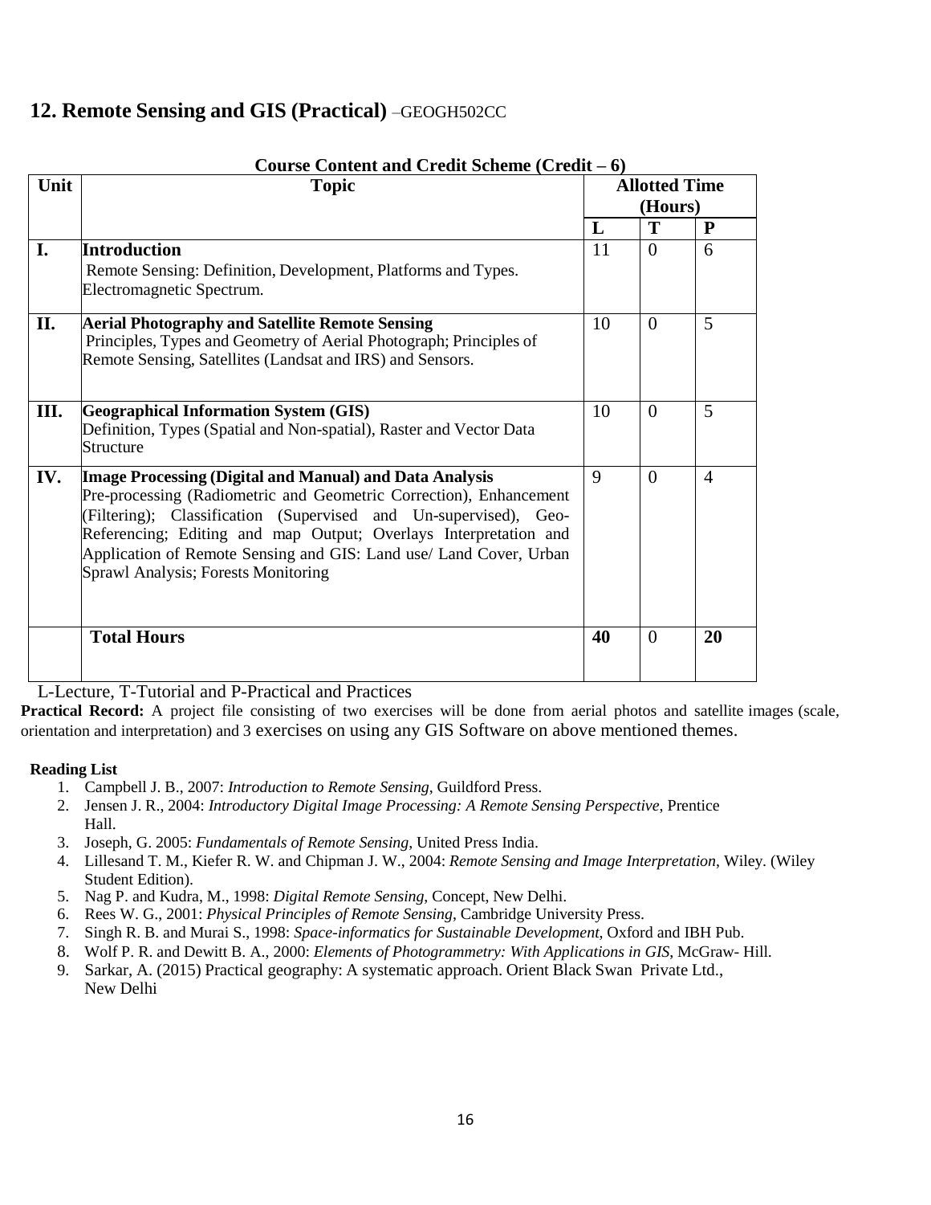## 12. Remote Sensing and GIS (Practical) –GEOGH502CC

**Course Content and Credit Scheme (Credit – 6)**

| Unit | Topic | Allotted Time (Hours) | | |
|---|---|---|---|---|
| | | **L** | **T** | **P** |
| **I.** | **Introduction**<br>Remote Sensing: Definition, Development, Platforms and Types. Electromagnetic Spectrum. | 11 | 0 | 6 |
| **II.** | **Aerial Photography and Satellite Remote Sensing**<br>Principles, Types and Geometry of Aerial Photograph; Principles of Remote Sensing, Satellites (Landsat and IRS) and Sensors. | 10 | 0 | 5 |
| **III.** | **Geographical Information System (GIS)**<br>Definition, Types (Spatial and Non-spatial), Raster and Vector Data Structure | 10 | 0 | 5 |
| **IV.** | **Image Processing (Digital and Manual) and Data Analysis**<br>Pre-processing (Radiometric and Geometric Correction), Enhancement (Filtering); Classification (Supervised and Un-supervised), Geo-Referencing; Editing and map Output; Overlays Interpretation and Application of Remote Sensing and GIS: Land use/ Land Cover, Urban Sprawl Analysis; Forests Monitoring | 9 | 0 | 4 |
| | **Total Hours** | **40** | 0 | **20** |

L-Lecture, T-Tutorial and P-Practical and Practices

**Practical Record:** A project file consisting of two exercises will be done from aerial photos and satellite images (scale, orientation and interpretation) and 3 exercises on using any GIS Software on above mentioned themes.

**Reading List**

1. Campbell J. B., 2007: *Introduction to Remote Sensing*, Guildford Press.
2. Jensen J. R., 2004: *Introductory Digital Image Processing: A Remote Sensing Perspective*, Prentice Hall.
3. Joseph, G. 2005: *Fundamentals of Remote Sensing*, United Press India.
4. Lillesand T. M., Kiefer R. W. and Chipman J. W., 2004: *Remote Sensing and Image Interpretation*, Wiley. (Wiley Student Edition).
5. Nag P. and Kudra, M., 1998: *Digital Remote Sensing*, Concept, New Delhi.
6. Rees W. G., 2001: *Physical Principles of Remote Sensing*, Cambridge University Press.
7. Singh R. B. and Murai S., 1998: *Space-informatics for Sustainable Development*, Oxford and IBH Pub.
8. Wolf P. R. and Dewitt B. A., 2000: *Elements of Photogrammetry: With Applications in GIS*, McGraw- Hill.
9. Sarkar, A. (2015) Practical geography: A systematic approach. Orient Black Swan Private Ltd., New Delhi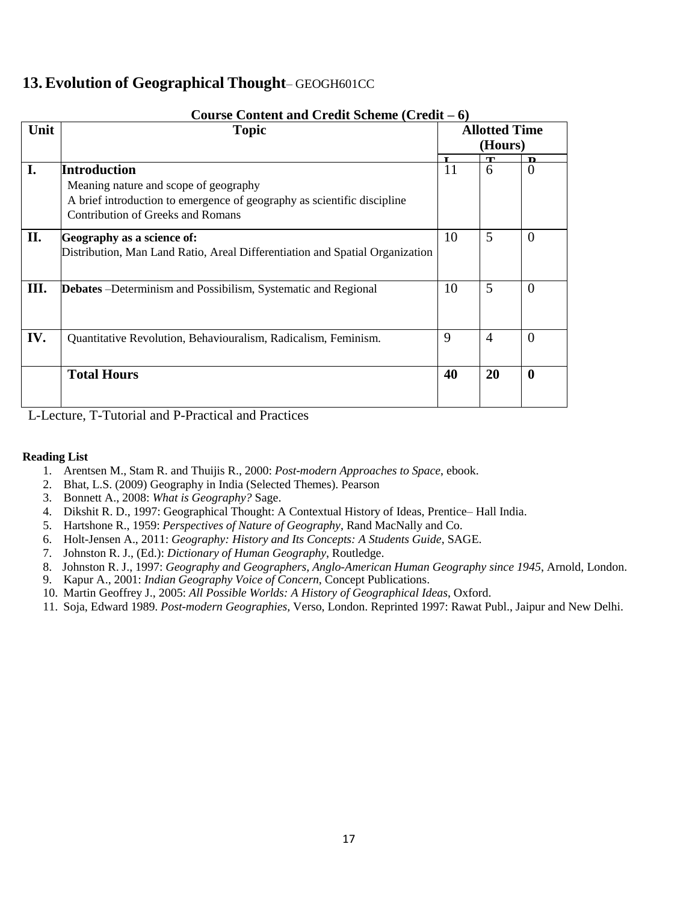## 13. Evolution of Geographical Thought– GEOGH601CC

**Course Content and Credit Scheme (Credit – 6)**

| Unit | Topic | Allotted Time (Hours) | | |
|---|---|---|---|---|
| | | L | T | P |
| I. | **Introduction**<br>Meaning nature and scope of geography<br>A brief introduction to emergence of geography as scientific discipline<br>Contribution of Greeks and Romans | 11 | 6 | 0 |
| II. | **Geography as a science of:**<br>Distribution, Man Land Ratio, Areal Differentiation and Spatial Organization | 10 | 5 | 0 |
| III. | **Debates** –Determinism and Possibilism, Systematic and Regional | 10 | 5 | 0 |
| IV. | Quantitative Revolution, Behaviouralism, Radicalism, Feminism. | 9 | 4 | 0 |
| | **Total Hours** | **40** | **20** | **0** |

L-Lecture, T-Tutorial and P-Practical and Practices

**Reading List**

1. Arentsen M., Stam R. and Thuijis R., 2000: *Post-modern Approaches to Space*, ebook.
2. Bhat, L.S. (2009) Geography in India (Selected Themes). Pearson
3. Bonnett A., 2008: *What is Geography?* Sage.
4. Dikshit R. D., 1997: Geographical Thought: A Contextual History of Ideas, Prentice– Hall India.
5. Hartshone R., 1959: *Perspectives of Nature of Geography*, Rand MacNally and Co.
6. Holt-Jensen A., 2011: *Geography: History and Its Concepts: A Students Guide*, SAGE.
7. Johnston R. J., (Ed.): *Dictionary of Human Geography*, Routledge.
8. Johnston R. J., 1997: *Geography and Geographers, Anglo-American Human Geography since 1945*, Arnold, London.
9. Kapur A., 2001: *Indian Geography Voice of Concern*, Concept Publications.
10. Martin Geoffrey J., 2005: *All Possible Worlds: A History of Geographical Ideas*, Oxford.
11. Soja, Edward 1989. *Post-modern Geographies*, Verso, London. Reprinted 1997: Rawat Publ., Jaipur and New Delhi.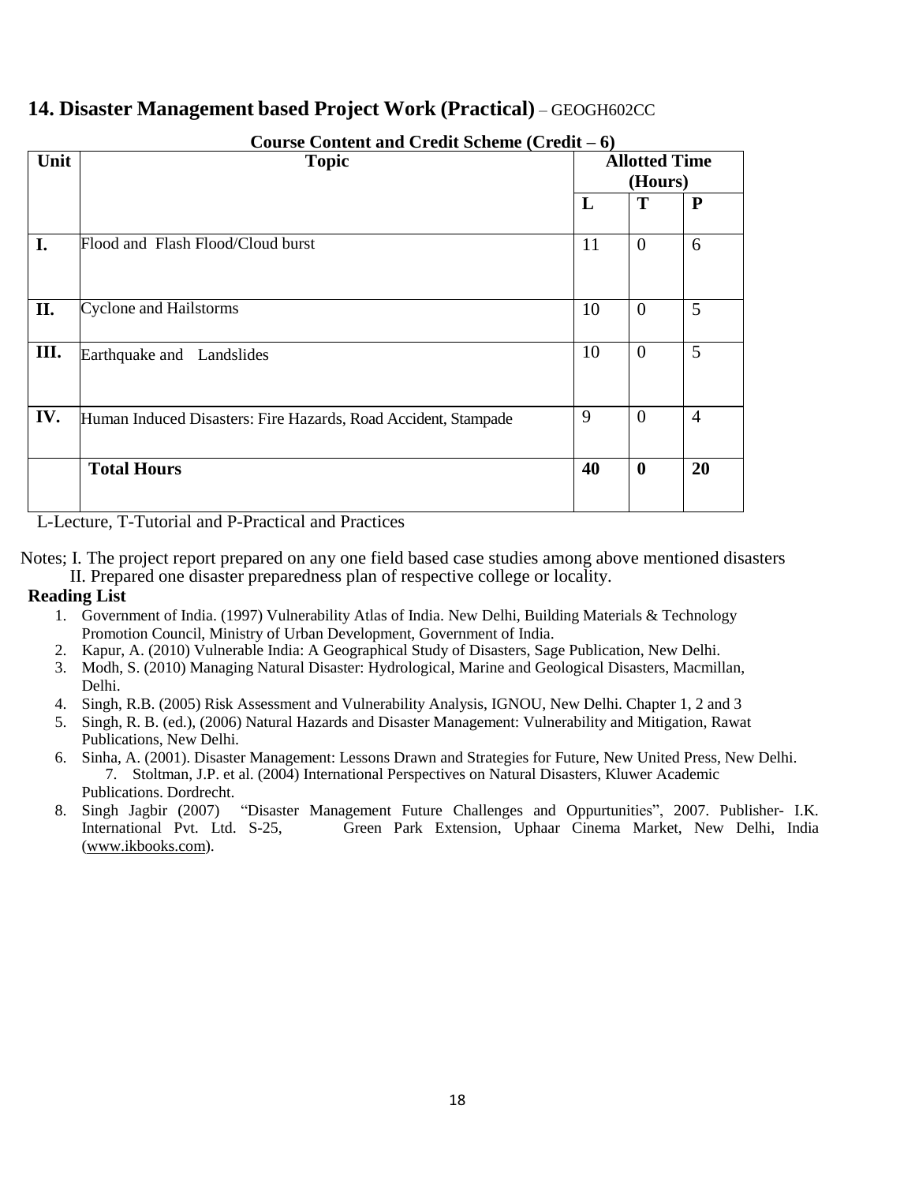## 14. Disaster Management based Project Work (Practical) – GEOGH602CC

**Course Content and Credit Scheme (Credit – 6)**

| Unit | Topic | Allotted Time (Hours) | | |
|---|---|---|---|---|
| | | L | T | P |
| I. | Flood and Flash Flood/Cloud burst | 11 | 0 | 6 |
| II. | Cyclone and Hailstorms | 10 | 0 | 5 |
| III. | Earthquake and Landslides | 10 | 0 | 5 |
| IV. | Human Induced Disasters: Fire Hazards, Road Accident, Stampade | 9 | 0 | 4 |
| | **Total Hours** | **40** | **0** | **20** |

L-Lecture, T-Tutorial and P-Practical and Practices

Notes; I. The project report prepared on any one field based case studies among above mentioned disasters
II. Prepared one disaster preparedness plan of respective college or locality.

**Reading List**

1. Government of India. (1997) Vulnerability Atlas of India. New Delhi, Building Materials & Technology Promotion Council, Ministry of Urban Development, Government of India.
2. Kapur, A. (2010) Vulnerable India: A Geographical Study of Disasters, Sage Publication, New Delhi.
3. Modh, S. (2010) Managing Natural Disaster: Hydrological, Marine and Geological Disasters, Macmillan, Delhi.
4. Singh, R.B. (2005) Risk Assessment and Vulnerability Analysis, IGNOU, New Delhi. Chapter 1, 2 and 3
5. Singh, R. B. (ed.), (2006) Natural Hazards and Disaster Management: Vulnerability and Mitigation, Rawat Publications, New Delhi.
6. Sinha, A. (2001). Disaster Management: Lessons Drawn and Strategies for Future, New United Press, New Delhi.
7. Stoltman, J.P. et al. (2004) International Perspectives on Natural Disasters, Kluwer Academic Publications. Dordrecht.
8. Singh Jagbir (2007) "Disaster Management Future Challenges and Oppurtunities", 2007. Publisher- I.K. International Pvt. Ltd. S-25, Green Park Extension, Uphaar Cinema Market, New Delhi, India (www.ikbooks.com).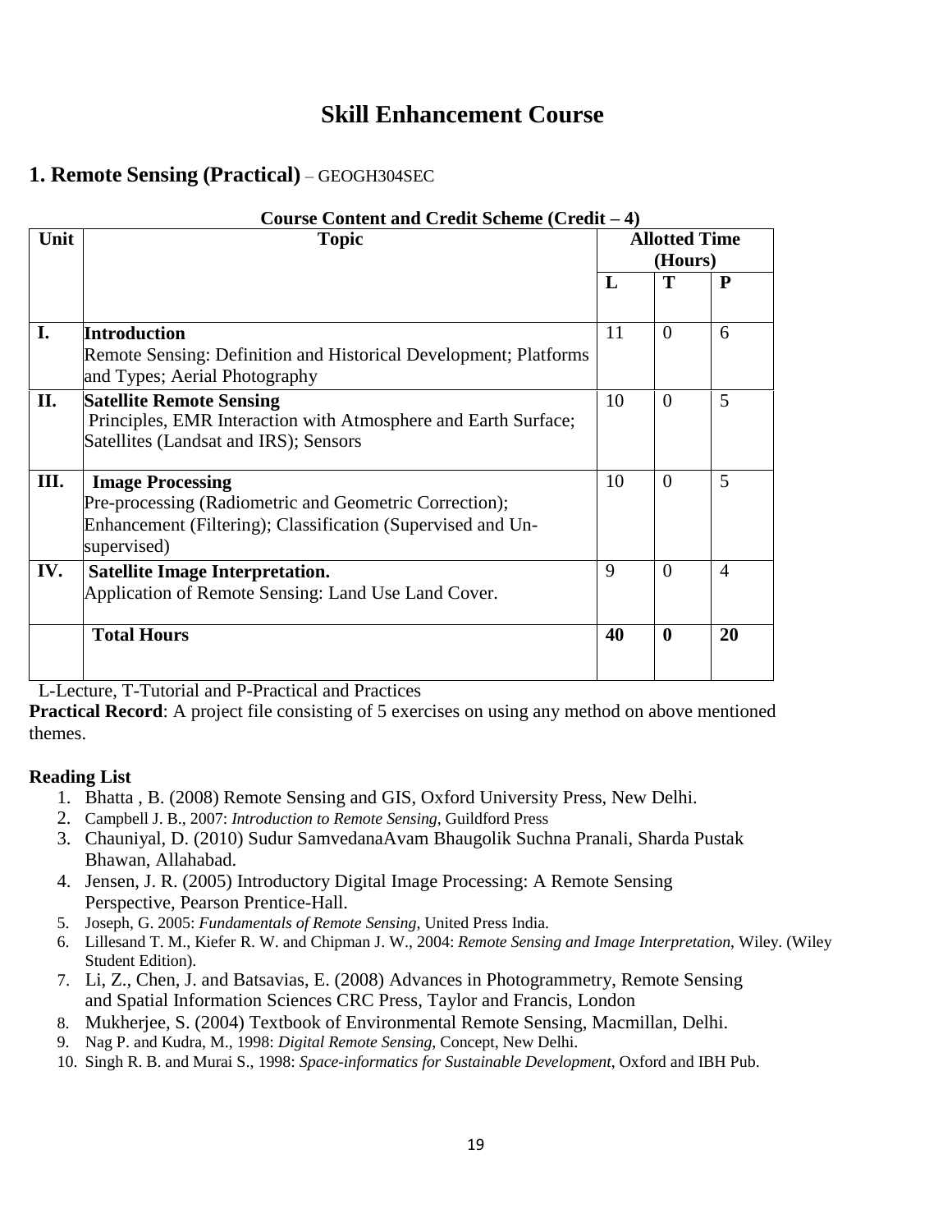# Skill Enhancement Course

## 1. Remote Sensing (Practical) – GEOGH304SEC

**Course Content and Credit Scheme (Credit – 4)**

| Unit | Topic | Allotted Time (Hours) | | |
|---|---|---|---|---|
| | | **L** | **T** | **P** |
| **I.** | **Introduction**<br>Remote Sensing: Definition and Historical Development; Platforms and Types; Aerial Photography | 11 | 0 | 6 |
| **II.** | **Satellite Remote Sensing**<br>Principles, EMR Interaction with Atmosphere and Earth Surface; Satellites (Landsat and IRS); Sensors | 10 | 0 | 5 |
| **III.** | **Image Processing**<br>Pre-processing (Radiometric and Geometric Correction); Enhancement (Filtering); Classification (Supervised and Un-supervised) | 10 | 0 | 5 |
| **IV.** | **Satellite Image Interpretation.**<br>Application of Remote Sensing: Land Use Land Cover. | 9 | 0 | 4 |
| | **Total Hours** | **40** | **0** | **20** |

L-Lecture, T-Tutorial and P-Practical and Practices

**Practical Record**: A project file consisting of 5 exercises on using any method on above mentioned themes.

**Reading List**

1. Bhatta , B. (2008) Remote Sensing and GIS, Oxford University Press, New Delhi.
2. Campbell J. B., 2007: *Introduction to Remote Sensing*, Guildford Press
3. Chauniyal, D. (2010) Sudur SamvedanaAvam Bhaugolik Suchna Pranali, Sharda Pustak Bhawan, Allahabad.
4. Jensen, J. R. (2005) Introductory Digital Image Processing: A Remote Sensing Perspective, Pearson Prentice-Hall.
5. Joseph, G. 2005: *Fundamentals of Remote Sensing*, United Press India.
6. Lillesand T. M., Kiefer R. W. and Chipman J. W., 2004: *Remote Sensing and Image Interpretation*, Wiley. (Wiley Student Edition).
7. Li, Z., Chen, J. and Batsavias, E. (2008) Advances in Photogrammetry, Remote Sensing and Spatial Information Sciences CRC Press, Taylor and Francis, London
8. Mukherjee, S. (2004) Textbook of Environmental Remote Sensing, Macmillan, Delhi.
9. Nag P. and Kudra, M., 1998: *Digital Remote Sensing*, Concept, New Delhi.
10. Singh R. B. and Murai S., 1998: *Space-informatics for Sustainable Development*, Oxford and IBH Pub.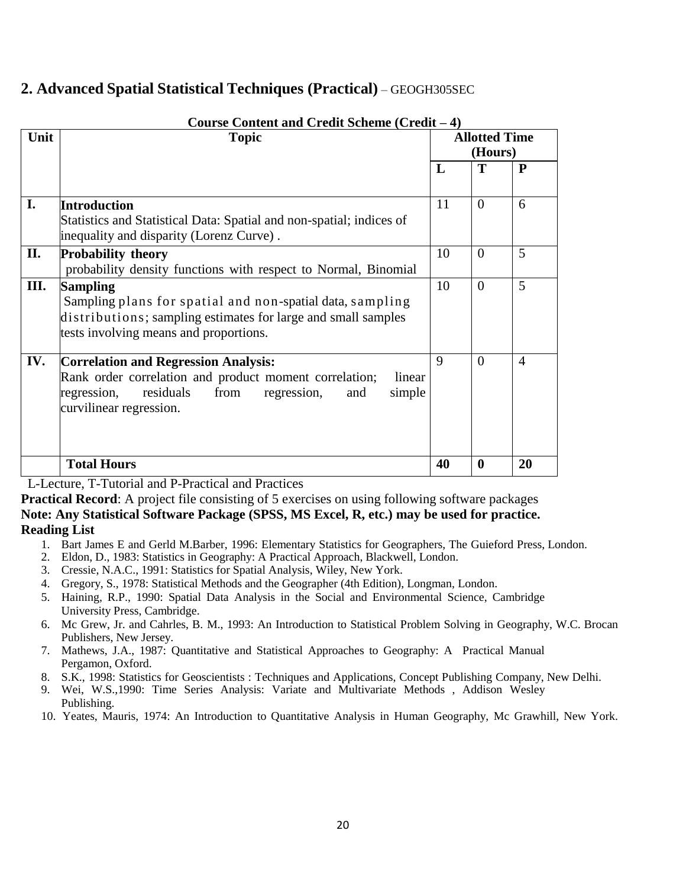## 2. Advanced Spatial Statistical Techniques (Practical) – GEOGH305SEC

**Course Content and Credit Scheme (Credit – 4)**

| Unit | Topic | Allotted Time (Hours) | | |
|---|---|---|---|---|
| | | **L** | **T** | **P** |
| **I.** | **Introduction**<br>Statistics and Statistical Data: Spatial and non-spatial; indices of inequality and disparity (Lorenz Curve) . | 11 | 0 | 6 |
| **II.** | **Probability theory**<br>probability density functions with respect to Normal, Binomial | 10 | 0 | 5 |
| **III.** | **Sampling**<br>Sampling plans for spatial and non-spatial data, sampling distributions; sampling estimates for large and small samples tests involving means and proportions. | 10 | 0 | 5 |
| **IV.** | **Correlation and Regression Analysis:**<br>Rank order correlation and product moment correlation; linear regression, residuals from regression, and simple curvilinear regression. | 9 | 0 | 4 |
| | **Total Hours** | **40** | **0** | **20** |

L-Lecture, T-Tutorial and P-Practical and Practices

**Practical Record**: A project file consisting of 5 exercises on using following software packages

**Note: Any Statistical Software Package (SPSS, MS Excel, R, etc.) may be used for practice.**

**Reading List**

1. Bart James E and Gerld M.Barber, 1996: Elementary Statistics for Geographers, The Guieford Press, London.
2. Eldon, D., 1983: Statistics in Geography: A Practical Approach, Blackwell, London.
3. Cressie, N.A.C., 1991: Statistics for Spatial Analysis, Wiley, New York.
4. Gregory, S., 1978: Statistical Methods and the Geographer (4th Edition), Longman, London.
5. Haining, R.P., 1990: Spatial Data Analysis in the Social and Environmental Science, Cambridge University Press, Cambridge.
6. Mc Grew, Jr. and Cahrles, B. M., 1993: An Introduction to Statistical Problem Solving in Geography, W.C. Brocan Publishers, New Jersey.
7. Mathews, J.A., 1987: Quantitative and Statistical Approaches to Geography: A Practical Manual Pergamon, Oxford.
8. S.K., 1998: Statistics for Geoscientists : Techniques and Applications, Concept Publishing Company, New Delhi.
9. Wei, W.S.,1990: Time Series Analysis: Variate and Multivariate Methods , Addison Wesley Publishing.
10. Yeates, Mauris, 1974: An Introduction to Quantitative Analysis in Human Geography, Mc Grawhill, New York.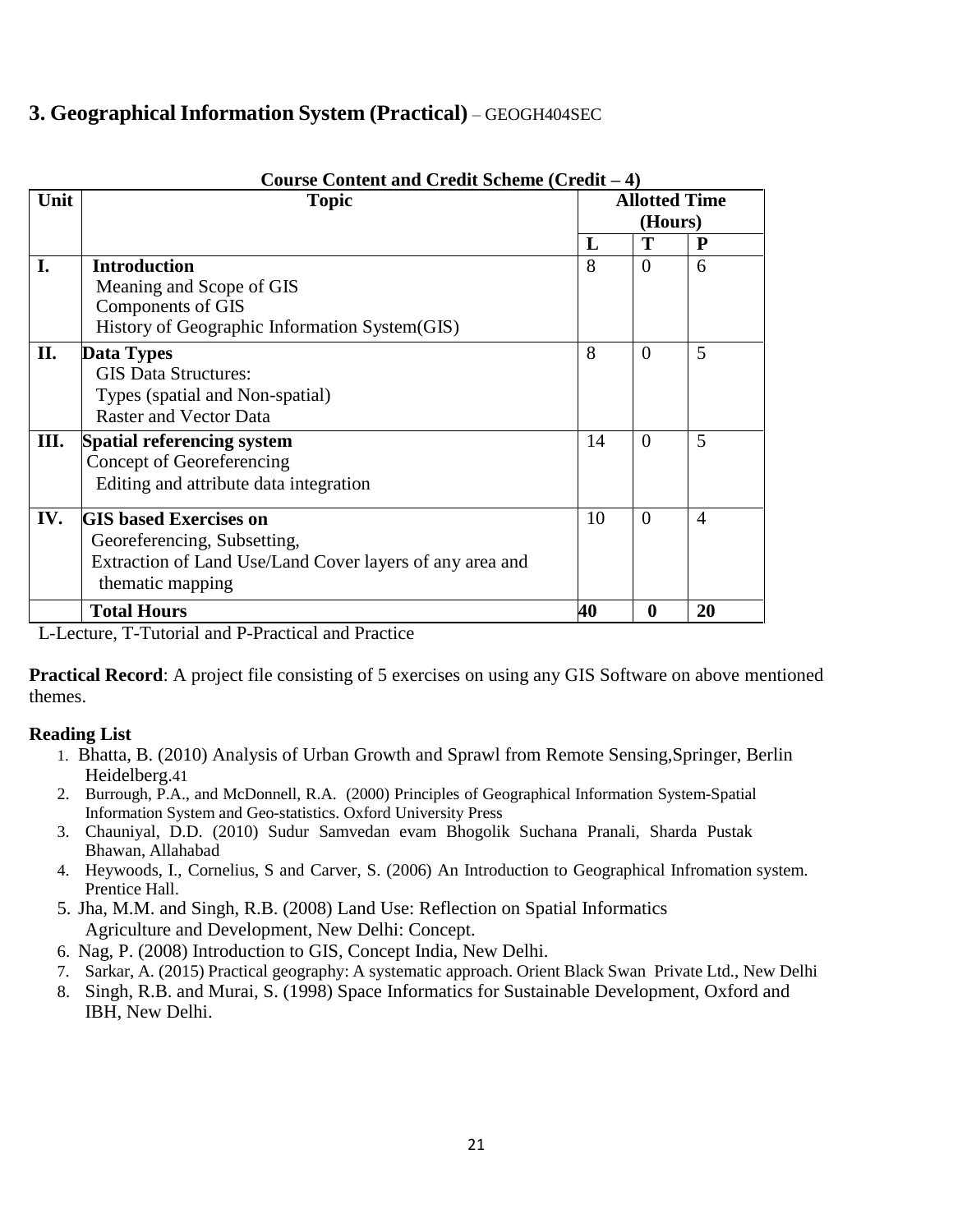## 3. Geographical Information System (Practical) – GEOGH404SEC

**Course Content and Credit Scheme (Credit – 4)**

| Unit | Topic | Allotted Time (Hours) | | |
|---|---|---|---|---|
| | | **L** | **T** | **P** |
| **I.** | **Introduction**<br>Meaning and Scope of GIS<br>Components of GIS<br>History of Geographic Information System(GIS) | 8 | 0 | 6 |
| **II.** | **Data Types**<br>GIS Data Structures:<br>Types (spatial and Non-spatial)<br>Raster and Vector Data | 8 | 0 | 5 |
| **III.** | **Spatial referencing system**<br>Concept of Georeferencing<br>Editing and attribute data integration | 14 | 0 | 5 |
| **IV.** | **GIS based Exercises on**<br>Georeferencing, Subsetting,<br>Extraction of Land Use/Land Cover layers of any area and thematic mapping | 10 | 0 | 4 |
| | **Total Hours** | **40** | **0** | **20** |

L-Lecture, T-Tutorial and P-Practical and Practice

**Practical Record**: A project file consisting of 5 exercises on using any GIS Software on above mentioned themes.

**Reading List**

1. Bhatta, B. (2010) Analysis of Urban Growth and Sprawl from Remote Sensing,Springer, Berlin Heidelberg.41
2. Burrough, P.A., and McDonnell, R.A. (2000) Principles of Geographical Information System-Spatial Information System and Geo-statistics. Oxford University Press
3. Chauniyal, D.D. (2010) Sudur Samvedan evam Bhogolik Suchana Pranali, Sharda Pustak Bhawan, Allahabad
4. Heywoods, I., Cornelius, S and Carver, S. (2006) An Introduction to Geographical Infromation system. Prentice Hall.
5. Jha, M.M. and Singh, R.B. (2008) Land Use: Reflection on Spatial Informatics Agriculture and Development, New Delhi: Concept.
6. Nag, P. (2008) Introduction to GIS, Concept India, New Delhi.
7. Sarkar, A. (2015) Practical geography: A systematic approach. Orient Black Swan Private Ltd., New Delhi
8. Singh, R.B. and Murai, S. (1998) Space Informatics for Sustainable Development, Oxford and IBH, New Delhi.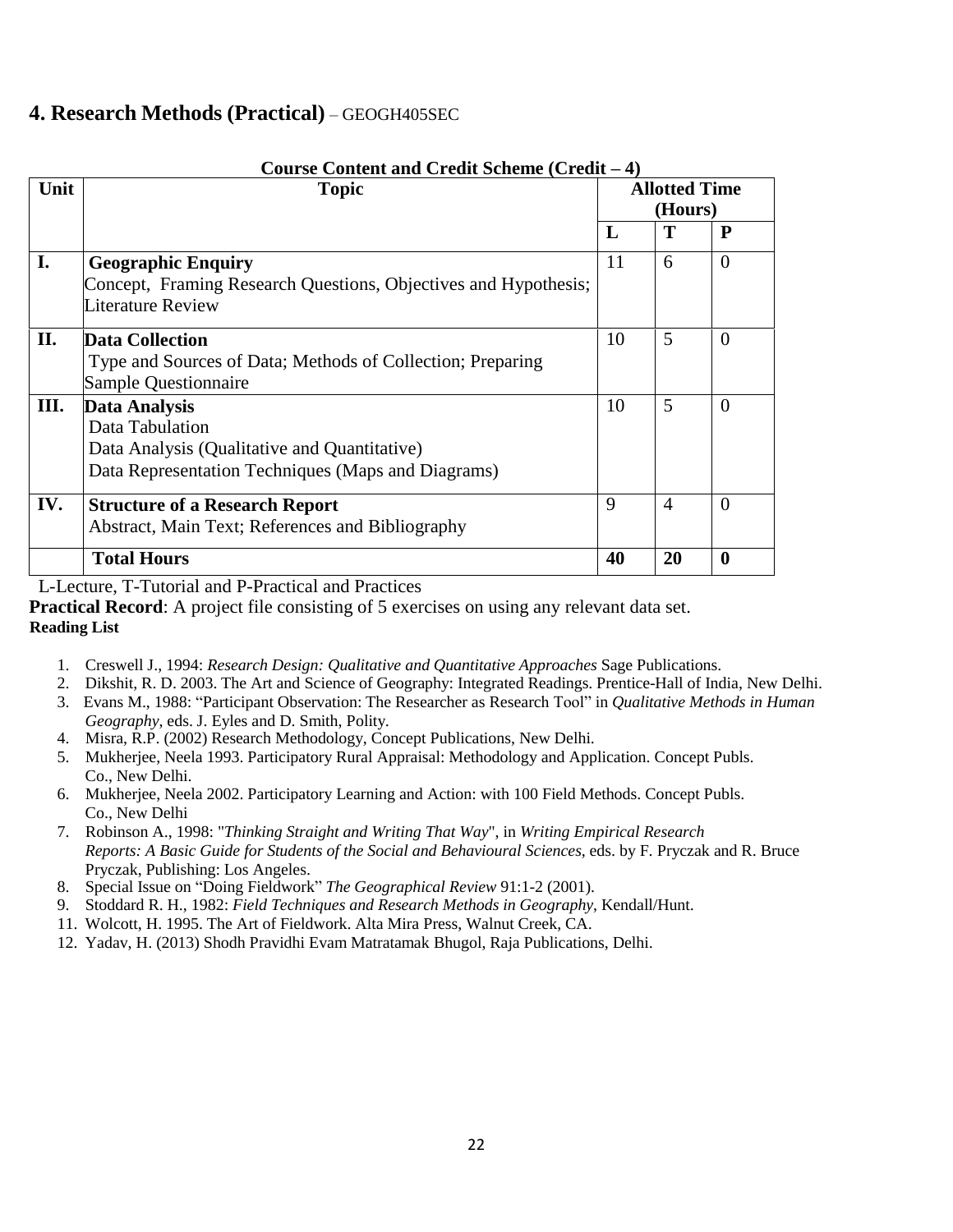## 4. Research Methods (Practical) – GEOGH405SEC

**Course Content and Credit Scheme (Credit – 4)**

| Unit | Topic | Allotted Time (Hours) | | |
|---|---|---|---|---|
| | | **L** | **T** | **P** |
| **I.** | **Geographic Enquiry**<br>Concept, Framing Research Questions, Objectives and Hypothesis; Literature Review | 11 | 6 | 0 |
| **II.** | **Data Collection**<br>Type and Sources of Data; Methods of Collection; Preparing Sample Questionnaire | 10 | 5 | 0 |
| **III.** | **Data Analysis**<br>Data Tabulation<br>Data Analysis (Qualitative and Quantitative)<br>Data Representation Techniques (Maps and Diagrams) | 10 | 5 | 0 |
| **IV.** | **Structure of a Research Report**<br>Abstract, Main Text; References and Bibliography | 9 | 4 | 0 |
| | **Total Hours** | **40** | **20** | **0** |

L-Lecture, T-Tutorial and P-Practical and Practices

**Practical Record**: A project file consisting of 5 exercises on using any relevant data set.

**Reading List**

1. Creswell J., 1994: *Research Design: Qualitative and Quantitative Approaches* Sage Publications.
2. Dikshit, R. D. 2003. The Art and Science of Geography: Integrated Readings. Prentice-Hall of India, New Delhi.
3. Evans M., 1988: "Participant Observation: The Researcher as Research Tool" in *Qualitative Methods in Human Geography*, eds. J. Eyles and D. Smith, Polity.
4. Misra, R.P. (2002) Research Methodology, Concept Publications, New Delhi.
5. Mukherjee, Neela 1993. Participatory Rural Appraisal: Methodology and Application. Concept Publs. Co., New Delhi.
6. Mukherjee, Neela 2002. Participatory Learning and Action: with 100 Field Methods. Concept Publs. Co., New Delhi
7. Robinson A., 1998: "*Thinking Straight and Writing That Way*", in *Writing Empirical Research Reports: A Basic Guide for Students of the Social and Behavioural Sciences*, eds. by F. Pryczak and R. Bruce Pryczak, Publishing: Los Angeles.
8. Special Issue on "Doing Fieldwork" *The Geographical Review* 91:1-2 (2001).
9. Stoddard R. H., 1982: *Field Techniques and Research Methods in Geography*, Kendall/Hunt.

11. Wolcott, H. 1995. The Art of Fieldwork. Alta Mira Press, Walnut Creek, CA.
12. Yadav, H. (2013) Shodh Pravidhi Evam Matratamak Bhugol, Raja Publications, Delhi.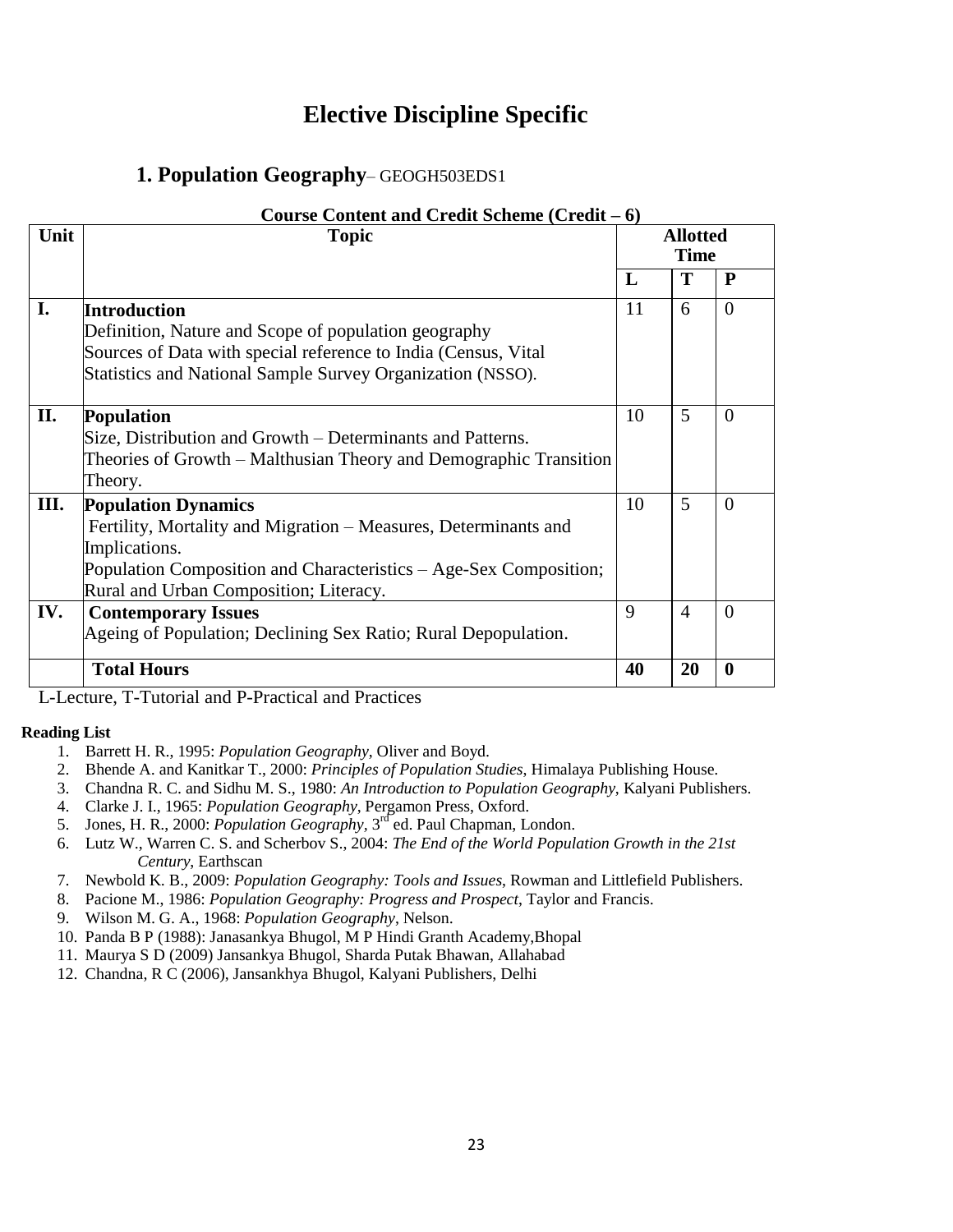# Elective Discipline Specific

## 1. Population Geography– GEOGH503EDS1

**Course Content and Credit Scheme (Credit – 6)**

| Unit | Topic | Allotted Time | | |
|---|---|---|---|---|
| | | **L** | **T** | **P** |
| **I.** | **Introduction**<br>Definition, Nature and Scope of population geography<br>Sources of Data with special reference to India (Census, Vital Statistics and National Sample Survey Organization (NSSO). | 11 | 6 | 0 |
| **II.** | **Population**<br>Size, Distribution and Growth – Determinants and Patterns.<br>Theories of Growth – Malthusian Theory and Demographic Transition Theory. | 10 | 5 | 0 |
| **III.** | **Population Dynamics**<br>Fertility, Mortality and Migration – Measures, Determinants and Implications.<br>Population Composition and Characteristics – Age-Sex Composition; Rural and Urban Composition; Literacy. | 10 | 5 | 0 |
| **IV.** | **Contemporary Issues**<br>Ageing of Population; Declining Sex Ratio; Rural Depopulation. | 9 | 4 | 0 |
| | **Total Hours** | **40** | **20** | **0** |

L-Lecture, T-Tutorial and P-Practical and Practices

**Reading List**

1. Barrett H. R., 1995: *Population Geography*, Oliver and Boyd.
2. Bhende A. and Kanitkar T., 2000: *Principles of Population Studies*, Himalaya Publishing House.
3. Chandna R. C. and Sidhu M. S., 1980: *An Introduction to Population Geography*, Kalyani Publishers.
4. Clarke J. I., 1965: *Population Geography*, Pergamon Press, Oxford.
5. Jones, H. R., 2000: *Population Geography*, 3rd ed. Paul Chapman, London.
6. Lutz W., Warren C. S. and Scherbov S., 2004: *The End of the World Population Growth in the 21st Century*, Earthscan
7. Newbold K. B., 2009: *Population Geography: Tools and Issues*, Rowman and Littlefield Publishers.
8. Pacione M., 1986: *Population Geography: Progress and Prospect*, Taylor and Francis.
9. Wilson M. G. A., 1968: *Population Geography*, Nelson.
10. Panda B P (1988): Janasankya Bhugol, M P Hindi Granth Academy,Bhopal
11. Maurya S D (2009) Jansankya Bhugol, Sharda Putak Bhawan, Allahabad
12. Chandna, R C (2006), Jansankhya Bhugol, Kalyani Publishers, Delhi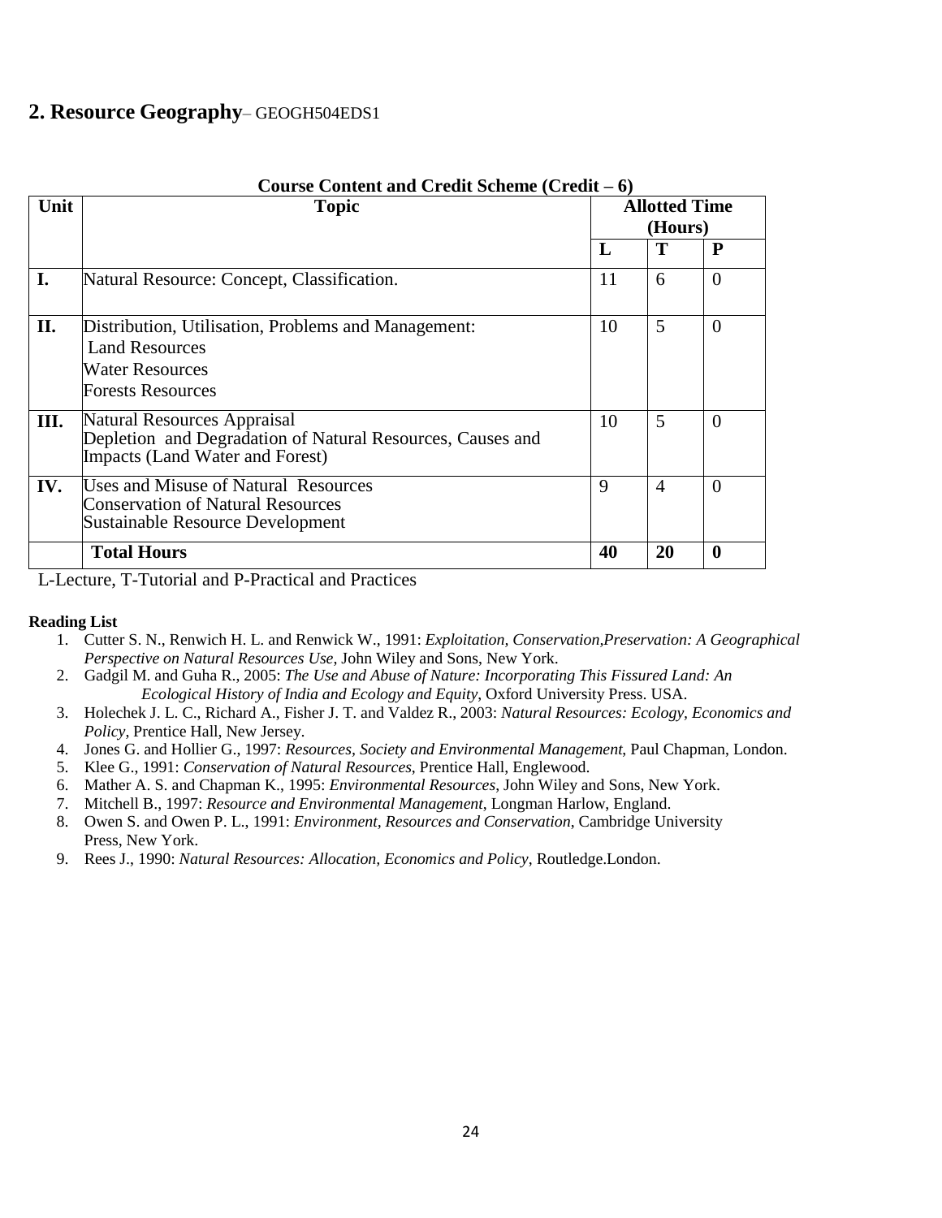## 2. Resource Geography– GEOGH504EDS1

**Course Content and Credit Scheme (Credit – 6)**

| Unit | Topic | Allotted Time (Hours) | | |
|---|---|---|---|---|
| | | **L** | **T** | **P** |
| **I.** | Natural Resource: Concept, Classification. | 11 | 6 | 0 |
| **II.** | Distribution, Utilisation, Problems and Management:<br>Land Resources<br>Water Resources<br>Forests Resources | 10 | 5 | 0 |
| **III.** | Natural Resources Appraisal<br>Depletion and Degradation of Natural Resources, Causes and Impacts (Land Water and Forest) | 10 | 5 | 0 |
| **IV.** | Uses and Misuse of Natural Resources<br>Conservation of Natural Resources<br>Sustainable Resource Development | 9 | 4 | 0 |
| | **Total Hours** | **40** | **20** | **0** |

L-Lecture, T-Tutorial and P-Practical and Practices

**Reading List**

1. Cutter S. N., Renwich H. L. and Renwick W., 1991: *Exploitation, Conservation,Preservation: A Geographical Perspective on Natural Resources Use*, John Wiley and Sons, New York.
2. Gadgil M. and Guha R., 2005: *The Use and Abuse of Nature: Incorporating This Fissured Land: An Ecological History of India and Ecology and Equity*, Oxford University Press. USA.
3. Holechek J. L. C., Richard A., Fisher J. T. and Valdez R., 2003: *Natural Resources: Ecology, Economics and Policy*, Prentice Hall, New Jersey.
4. Jones G. and Hollier G., 1997: *Resources, Society and Environmental Management*, Paul Chapman, London.
5. Klee G., 1991: *Conservation of Natural Resources*, Prentice Hall, Englewood.
6. Mather A. S. and Chapman K., 1995: *Environmental Resources*, John Wiley and Sons, New York.
7. Mitchell B., 1997: *Resource and Environmental Management*, Longman Harlow, England.
8. Owen S. and Owen P. L., 1991: *Environment, Resources and Conservation*, Cambridge University Press, New York.
9. Rees J., 1990: *Natural Resources: Allocation, Economics and Policy*, Routledge.London.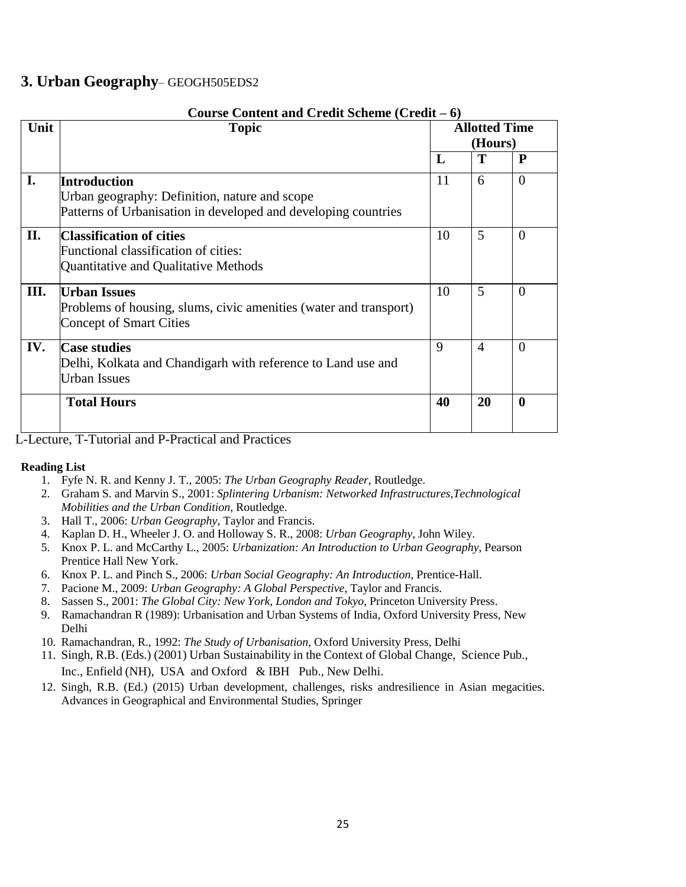## 3. Urban Geography– GEOGH505EDS2

**Course Content and Credit Scheme (Credit – 6)**

| Unit | Topic | Allotted Time (Hours) | | |
|---|---|---|---|---|
| | | **L** | **T** | **P** |
| **I.** | **Introduction**<br>Urban geography: Definition, nature and scope<br>Patterns of Urbanisation in developed and developing countries | 11 | 6 | 0 |
| **II.** | **Classification of cities**<br>Functional classification of cities:<br>Quantitative and Qualitative Methods | 10 | 5 | 0 |
| **III.** | **Urban Issues**<br>Problems of housing, slums, civic amenities (water and transport)<br>Concept of Smart Cities | 10 | 5 | 0 |
| **IV.** | **Case studies**<br>Delhi, Kolkata and Chandigarh with reference to Land use and Urban Issues | 9 | 4 | 0 |
| | **Total Hours** | **40** | **20** | **0** |

L-Lecture, T-Tutorial and P-Practical and Practices

**Reading List**

1. Fyfe N. R. and Kenny J. T., 2005: *The Urban Geography Reader*, Routledge.
2. Graham S. and Marvin S., 2001: *Splintering Urbanism: Networked Infrastructures,Technological Mobilities and the Urban Condition*, Routledge.
3. Hall T., 2006: *Urban Geography*, Taylor and Francis.
4. Kaplan D. H., Wheeler J. O. and Holloway S. R., 2008: *Urban Geography*, John Wiley.
5. Knox P. L. and McCarthy L., 2005: *Urbanization: An Introduction to Urban Geography*, Pearson Prentice Hall New York.
6. Knox P. L. and Pinch S., 2006: *Urban Social Geography: An Introduction*, Prentice-Hall.
7. Pacione M., 2009: *Urban Geography: A Global Perspective*, Taylor and Francis.
8. Sassen S., 2001: *The Global City: New York, London and Tokyo*, Princeton University Press.
9. Ramachandran R (1989): Urbanisation and Urban Systems of India, Oxford University Press, New Delhi
10. Ramachandran, R., 1992: *The Study of Urbanisation*, Oxford University Press, Delhi
11. Singh, R.B. (Eds.) (2001) Urban Sustainability in the Context of Global Change, Science Pub., Inc., Enfield (NH), USA and Oxford & IBH Pub., New Delhi.
12. Singh, R.B. (Ed.) (2015) Urban development, challenges, risks andresilience in Asian megacities. Advances in Geographical and Environmental Studies, Springer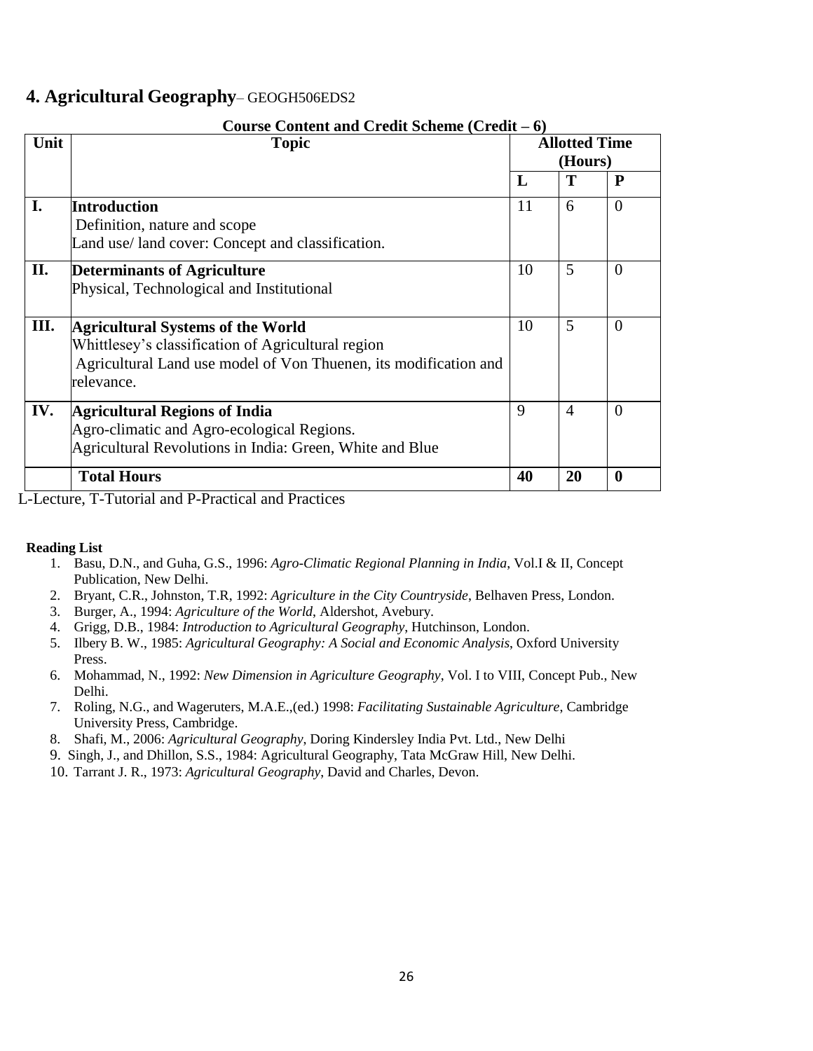## 4. **Agricultural Geography**– GEOGH506EDS2

**Course Content and Credit Scheme (Credit – 6)**

| Unit | Topic | Allotted Time (Hours) | | |
|---|---|---|---|---|
| | | **L** | **T** | **P** |
| **I.** | **Introduction**<br>Definition, nature and scope<br>Land use/ land cover: Concept and classification. | 11 | 6 | 0 |
| **II.** | **Determinants of Agriculture**<br>Physical, Technological and Institutional | 10 | 5 | 0 |
| **III.** | **Agricultural Systems of the World**<br>Whittlesey's classification of Agricultural region<br>Agricultural Land use model of Von Thuenen, its modification and relevance. | 10 | 5 | 0 |
| **IV.** | **Agricultural Regions of India**<br>Agro-climatic and Agro-ecological Regions.<br>Agricultural Revolutions in India: Green, White and Blue | 9 | 4 | 0 |
| | **Total Hours** | **40** | **20** | **0** |

L-Lecture, T-Tutorial and P-Practical and Practices

**Reading List**

1. Basu, D.N., and Guha, G.S., 1996: *Agro-Climatic Regional Planning in India*, Vol.I & II, Concept Publication, New Delhi.
2. Bryant, C.R., Johnston, T.R, 1992: *Agriculture in the City Countryside*, Belhaven Press, London.
3. Burger, A., 1994: *Agriculture of the World*, Aldershot, Avebury.
4. Grigg, D.B., 1984: *Introduction to Agricultural Geography*, Hutchinson, London.
5. Ilbery B. W., 1985: *Agricultural Geography: A Social and Economic Analysis*, Oxford University Press.
6. Mohammad, N., 1992: *New Dimension in Agriculture Geography*, Vol. I to VIII, Concept Pub., New Delhi.
7. Roling, N.G., and Wageruters, M.A.E.,(ed.) 1998: *Facilitating Sustainable Agriculture*, Cambridge University Press, Cambridge.
8. Shafi, M., 2006: *Agricultural Geography*, Doring Kindersley India Pvt. Ltd., New Delhi
9. Singh, J., and Dhillon, S.S., 1984: Agricultural Geography, Tata McGraw Hill, New Delhi.
10. Tarrant J. R., 1973: *Agricultural Geography*, David and Charles, Devon.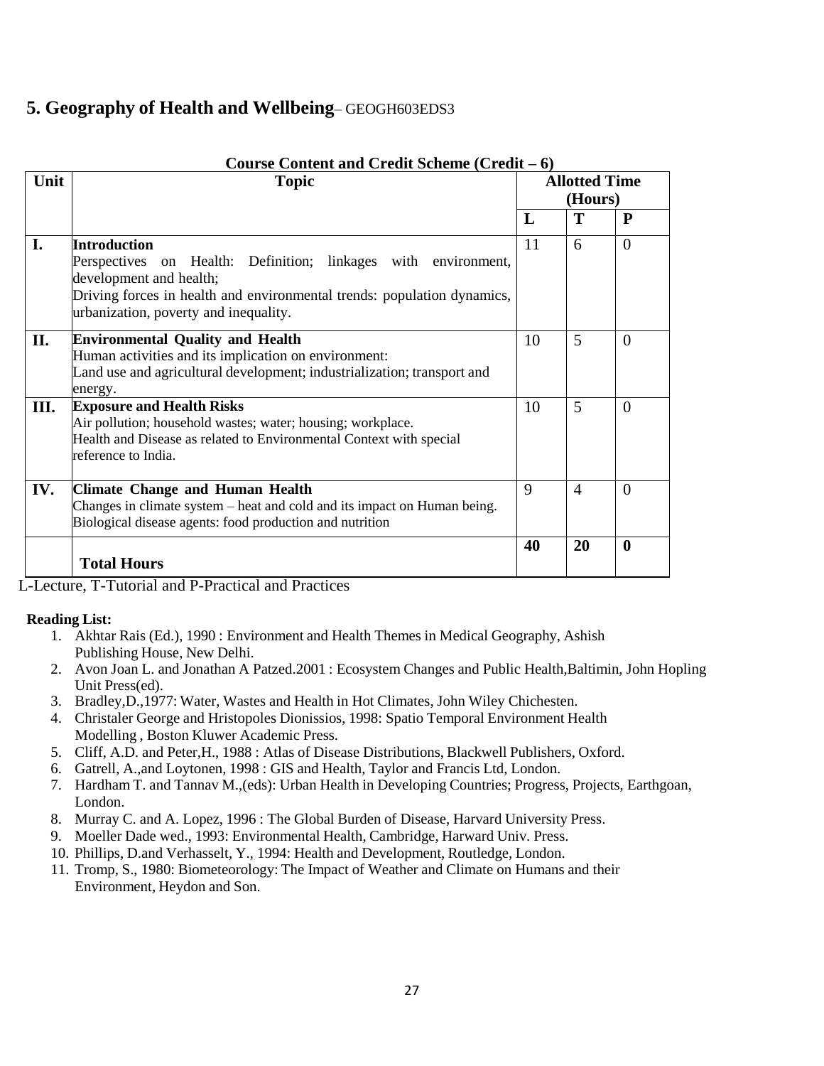## 5. Geography of Health and Wellbeing– GEOGH603EDS3

**Course Content and Credit Scheme (Credit – 6)**

| Unit | Topic | Allotted Time (Hours) | | |
|---|---|---|---|---|
| | | **L** | **T** | **P** |
| **I.** | **Introduction**<br>Perspectives on Health: Definition; linkages with environment, development and health;<br>Driving forces in health and environmental trends: population dynamics, urbanization, poverty and inequality. | 11 | 6 | 0 |
| **II.** | **Environmental Quality and Health**<br>Human activities and its implication on environment:<br>Land use and agricultural development; industrialization; transport and energy. | 10 | 5 | 0 |
| **III.** | **Exposure and Health Risks**<br>Air pollution; household wastes; water; housing; workplace.<br>Health and Disease as related to Environmental Context with special reference to India. | 10 | 5 | 0 |
| **IV.** | **Climate Change and Human Health**<br>Changes in climate system – heat and cold and its impact on Human being.<br>Biological disease agents: food production and nutrition | 9 | 4 | 0 |
| | **Total Hours** | **40** | **20** | **0** |

L-Lecture, T-Tutorial and P-Practical and Practices

**Reading List:**

1. Akhtar Rais (Ed.), 1990 : Environment and Health Themes in Medical Geography, Ashish Publishing House, New Delhi.
2. Avon Joan L. and Jonathan A Patzed.2001 : Ecosystem Changes and Public Health,Baltimin, John Hopling Unit Press(ed).
3. Bradley,D.,1977: Water, Wastes and Health in Hot Climates, John Wiley Chichesten.
4. Christaler George and Hristopoles Dionissios, 1998: Spatio Temporal Environment Health Modelling , Boston Kluwer Academic Press.
5. Cliff, A.D. and Peter,H., 1988 : Atlas of Disease Distributions, Blackwell Publishers, Oxford.
6. Gatrell, A.,and Loytonen, 1998 : GIS and Health, Taylor and Francis Ltd, London.
7. Hardham T. and Tannav M.,(eds): Urban Health in Developing Countries; Progress, Projects, Earthgoan, London.
8. Murray C. and A. Lopez, 1996 : The Global Burden of Disease, Harvard University Press.
9. Moeller Dade wed., 1993: Environmental Health, Cambridge, Harward Univ. Press.
10. Phillips, D.and Verhasselt, Y., 1994: Health and Development, Routledge, London.
11. Tromp, S., 1980: Biometeorology: The Impact of Weather and Climate on Humans and their Environment, Heydon and Son.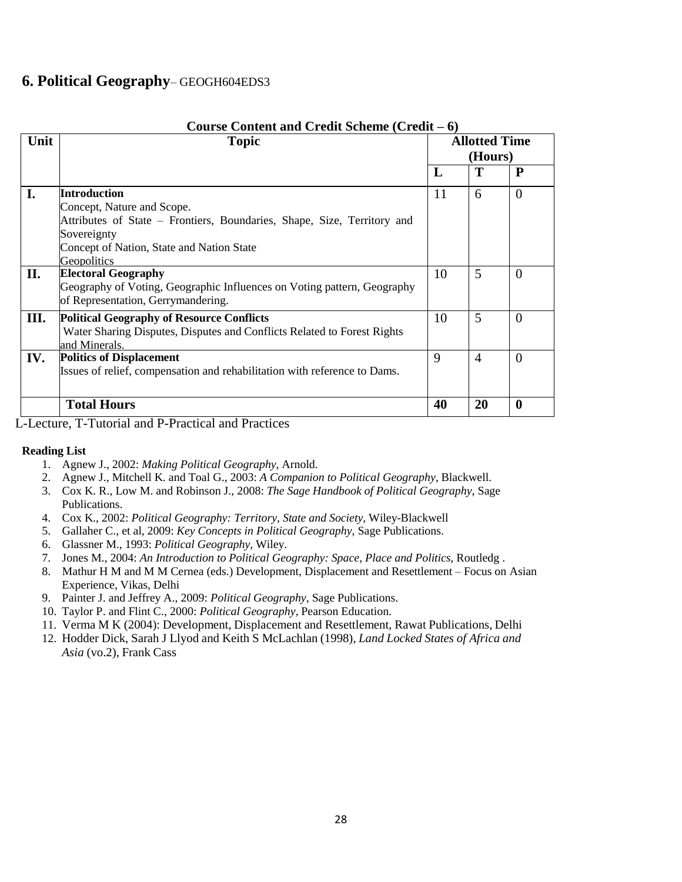## **6. Political Geography**– GEOGH604EDS3

**Course Content and Credit Scheme (Credit – 6)**

| Unit | Topic | Allotted Time (Hours) | | |
|---|---|---|---|---|
| | | **L** | **T** | **P** |
| **I.** | **Introduction**<br>Concept, Nature and Scope.<br>Attributes of State – Frontiers, Boundaries, Shape, Size, Territory and Sovereignty<br>Concept of Nation, State and Nation State<br>Geopolitics | 11 | 6 | 0 |
| **II.** | **Electoral Geography**<br>Geography of Voting, Geographic Influences on Voting pattern, Geography of Representation, Gerrymandering. | 10 | 5 | 0 |
| **III.** | **Political Geography of Resource Conflicts**<br>Water Sharing Disputes, Disputes and Conflicts Related to Forest Rights and Minerals. | 10 | 5 | 0 |
| **IV.** | **Politics of Displacement**<br>Issues of relief, compensation and rehabilitation with reference to Dams. | 9 | 4 | 0 |
| | **Total Hours** | **40** | **20** | **0** |

L-Lecture, T-Tutorial and P-Practical and Practices

**Reading List**

1. Agnew J., 2002: *Making Political Geography*, Arnold.
2. Agnew J., Mitchell K. and Toal G., 2003: *A Companion to Political Geography*, Blackwell.
3. Cox K. R., Low M. and Robinson J., 2008: *The Sage Handbook of Political Geography*, Sage Publications.
4. Cox K., 2002: *Political Geography: Territory, State and Society*, Wiley-Blackwell
5. Gallaher C., et al, 2009: *Key Concepts in Political Geography*, Sage Publications.
6. Glassner M., 1993: *Political Geography*, Wiley.
7. Jones M., 2004: *An Introduction to Political Geography: Space, Place and Politics*, Routledg .
8. Mathur H M and M M Cernea (eds.) Development, Displacement and Resettlement – Focus on Asian Experience, Vikas, Delhi
9. Painter J. and Jeffrey A., 2009: *Political Geography*, Sage Publications.
10. Taylor P. and Flint C., 2000: *Political Geography*, Pearson Education.
11. Verma M K (2004): Development, Displacement and Resettlement, Rawat Publications, Delhi
12. Hodder Dick, Sarah J Llyod and Keith S McLachlan (1998), *Land Locked States of Africa and Asia* (vo.2), Frank Cass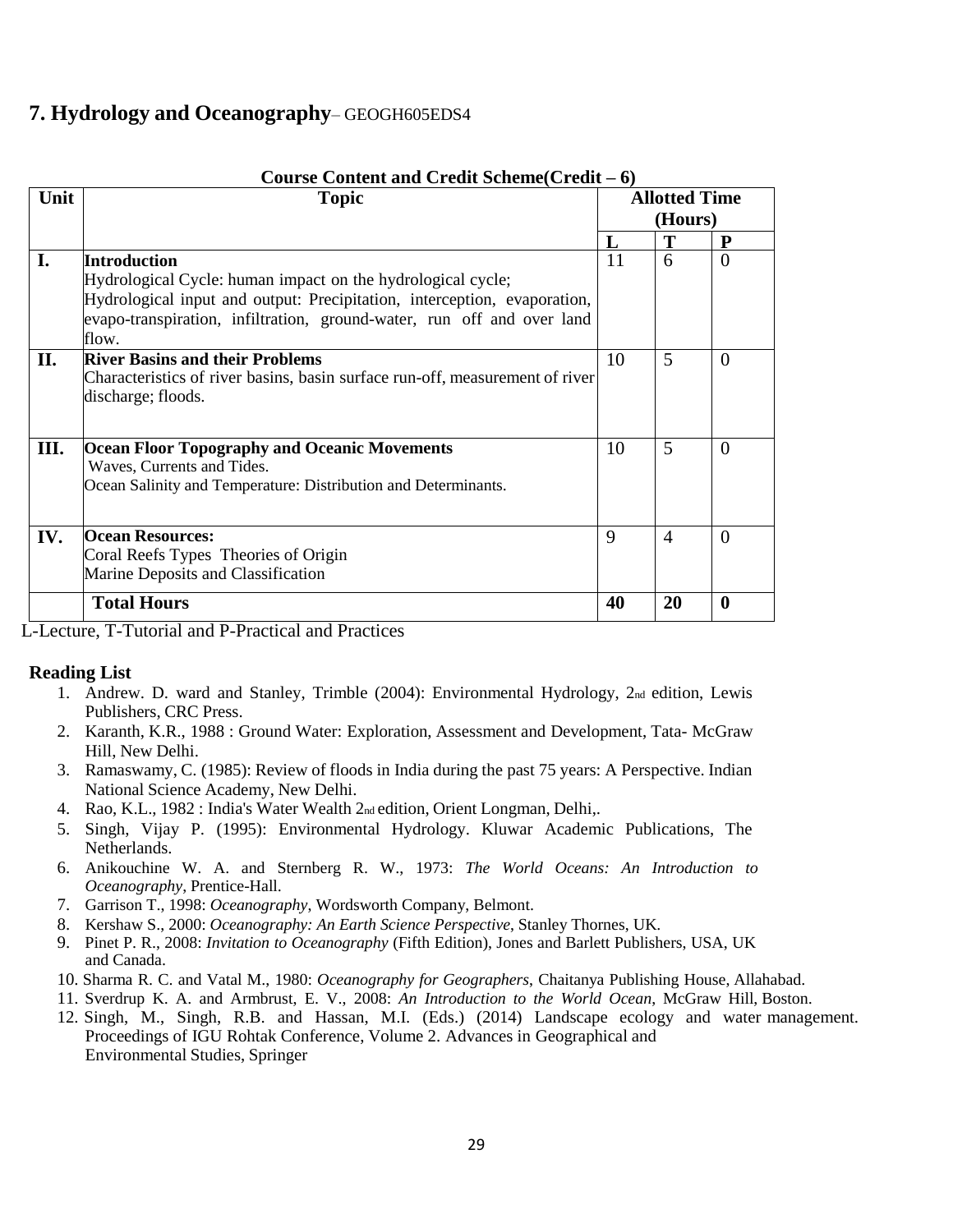## 7. Hydrology and Oceanography– GEOGH605EDS4

**Course Content and Credit Scheme(Credit – 6)**

| Unit | Topic | Allotted Time (Hours) | | |
|---|---|---|---|---|
| | | **L** | **T** | **P** |
| **I.** | **Introduction**<br>Hydrological Cycle: human impact on the hydrological cycle;<br>Hydrological input and output: Precipitation, interception, evaporation, evapo-transpiration, infiltration, ground-water, run off and over land flow. | 11 | 6 | 0 |
| **II.** | **River Basins and their Problems**<br>Characteristics of river basins, basin surface run-off, measurement of river discharge; floods. | 10 | 5 | 0 |
| **III.** | **Ocean Floor Topography and Oceanic Movements**<br>Waves, Currents and Tides.<br>Ocean Salinity and Temperature: Distribution and Determinants. | 10 | 5 | 0 |
| **IV.** | **Ocean Resources:**<br>Coral Reefs Types Theories of Origin<br>Marine Deposits and Classification | 9 | 4 | 0 |
| | **Total Hours** | **40** | **20** | **0** |

L-Lecture, T-Tutorial and P-Practical and Practices

### Reading List

1. Andrew. D. ward and Stanley, Trimble (2004): Environmental Hydrology, 2nd edition, Lewis Publishers, CRC Press.
2. Karanth, K.R., 1988 : Ground Water: Exploration, Assessment and Development, Tata- McGraw Hill, New Delhi.
3. Ramaswamy, C. (1985): Review of floods in India during the past 75 years: A Perspective. Indian National Science Academy, New Delhi.
4. Rao, K.L., 1982 : India's Water Wealth 2nd edition, Orient Longman, Delhi,.
5. Singh, Vijay P. (1995): Environmental Hydrology. Kluwar Academic Publications, The Netherlands.
6. Anikouchine W. A. and Sternberg R. W., 1973: *The World Oceans: An Introduction to Oceanography*, Prentice-Hall.
7. Garrison T., 1998: *Oceanography*, Wordsworth Company, Belmont.
8. Kershaw S., 2000: *Oceanography: An Earth Science Perspective*, Stanley Thornes, UK.
9. Pinet P. R., 2008: *Invitation to Oceanography* (Fifth Edition), Jones and Barlett Publishers, USA, UK and Canada.
10. Sharma R. C. and Vatal M., 1980: *Oceanography for Geographers*, Chaitanya Publishing House, Allahabad.
11. Sverdrup K. A. and Armbrust, E. V., 2008: *An Introduction to the World Ocean*, McGraw Hill, Boston.
12. Singh, M., Singh, R.B. and Hassan, M.I. (Eds.) (2014) Landscape ecology and water management. Proceedings of IGU Rohtak Conference, Volume 2. Advances in Geographical and Environmental Studies, Springer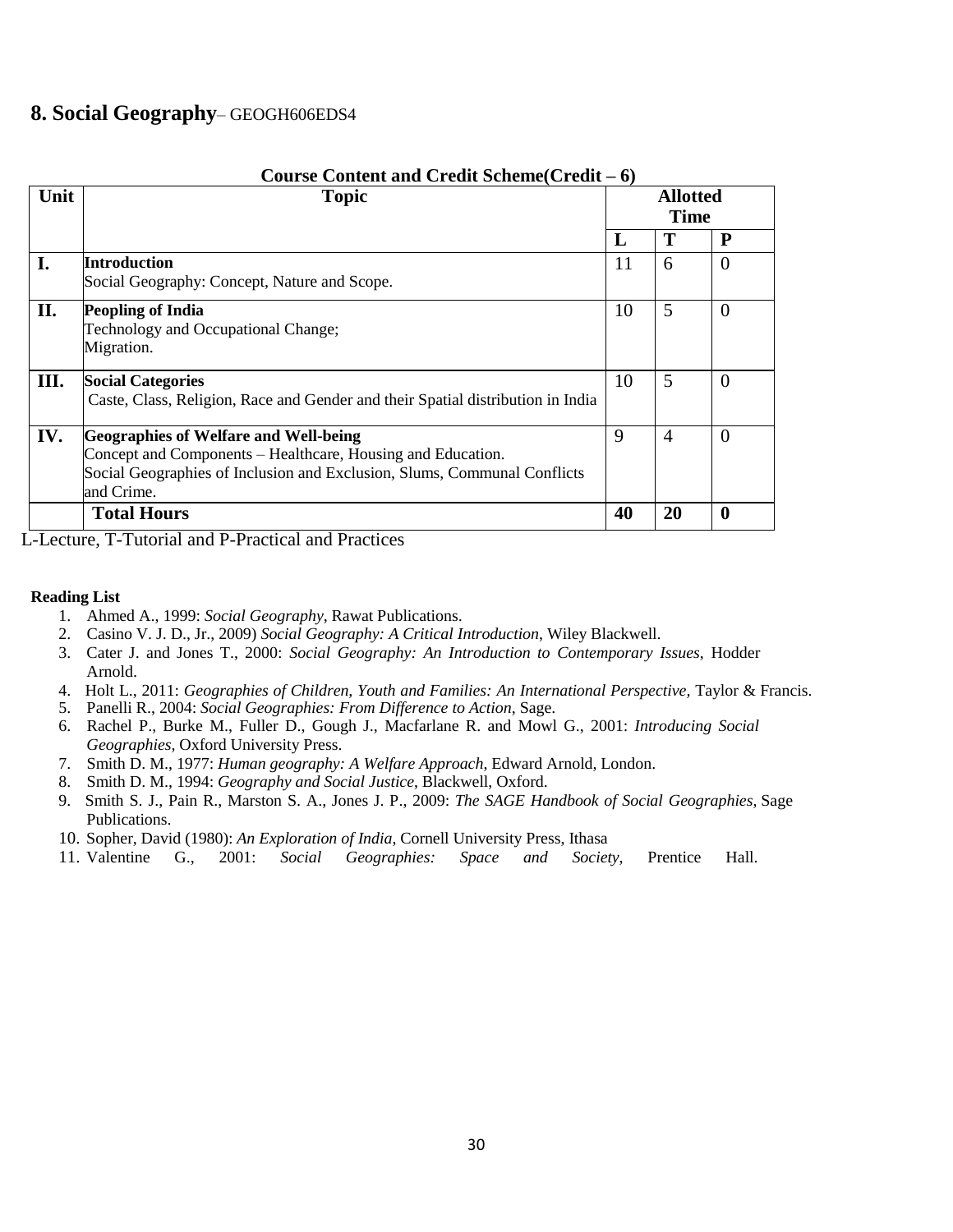## 8. Social Geography– GEOGH606EDS4

**Course Content and Credit Scheme(Credit – 6)**

| Unit | Topic | Allotted Time | | |
|---|---|---|---|---|
| | | **L** | **T** | **P** |
| **I.** | **Introduction**<br>Social Geography: Concept, Nature and Scope. | 11 | 6 | 0 |
| **II.** | **Peopling of India**<br>Technology and Occupational Change;<br>Migration. | 10 | 5 | 0 |
| **III.** | **Social Categories**<br>Caste, Class, Religion, Race and Gender and their Spatial distribution in India | 10 | 5 | 0 |
| **IV.** | **Geographies of Welfare and Well-being**<br>Concept and Components – Healthcare, Housing and Education.<br>Social Geographies of Inclusion and Exclusion, Slums, Communal Conflicts and Crime. | 9 | 4 | 0 |
| | **Total Hours** | **40** | **20** | **0** |

L-Lecture, T-Tutorial and P-Practical and Practices

**Reading List**

1. Ahmed A., 1999: *Social Geography*, Rawat Publications.
2. Casino V. J. D., Jr., 2009) *Social Geography: A Critical Introduction*, Wiley Blackwell.
3. Cater J. and Jones T., 2000: *Social Geography: An Introduction to Contemporary Issues*, Hodder Arnold.
4. Holt L., 2011: *Geographies of Children, Youth and Families: An International Perspective*, Taylor & Francis.
5. Panelli R., 2004: *Social Geographies: From Difference to Action*, Sage.
6. Rachel P., Burke M., Fuller D., Gough J., Macfarlane R. and Mowl G., 2001: *Introducing Social Geographies*, Oxford University Press.
7. Smith D. M., 1977: *Human geography: A Welfare Approach*, Edward Arnold, London.
8. Smith D. M., 1994: *Geography and Social Justice*, Blackwell, Oxford.
9. Smith S. J., Pain R., Marston S. A., Jones J. P., 2009: *The SAGE Handbook of Social Geographies*, Sage Publications.
10. Sopher, David (1980): *An Exploration of India*, Cornell University Press, Ithasa
11. Valentine G., 2001: *Social Geographies: Space and Society*, Prentice Hall.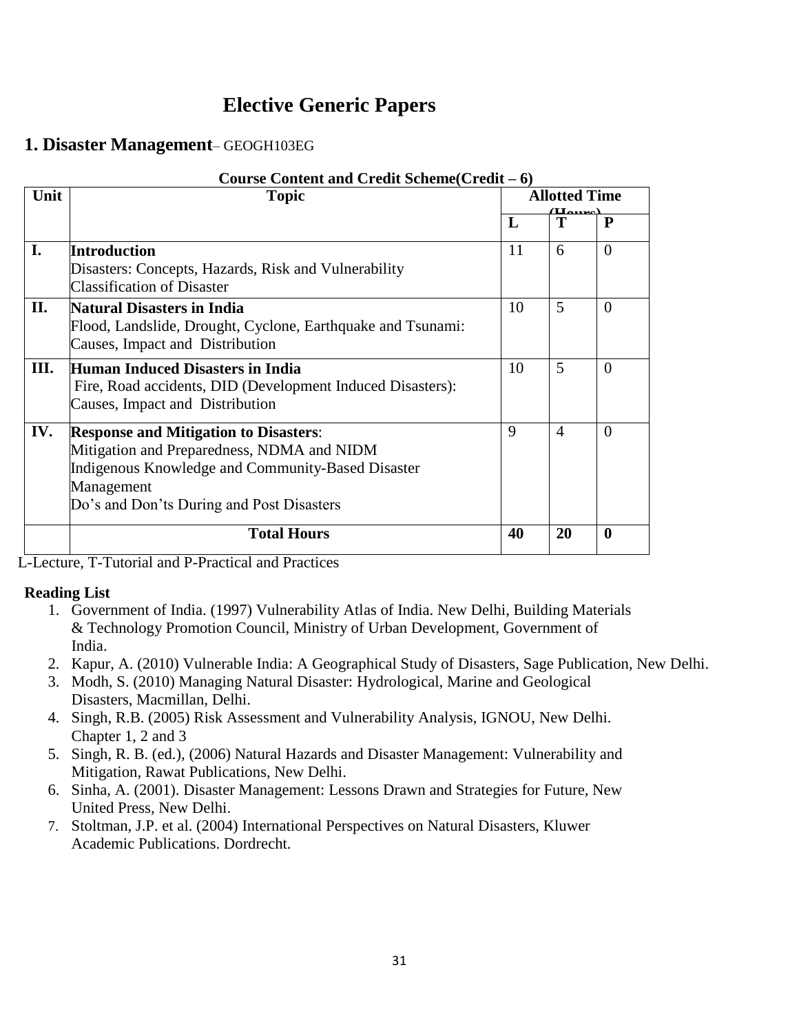# Elective Generic Papers

## 1. Disaster Management– GEOGH103EG

**Course Content and Credit Scheme(Credit – 6)**

| Unit | Topic | Allotted Time (Hours) | | |
|---|---|---|---|---|
| | | L | T | P |
| I. | **Introduction**<br>Disasters: Concepts, Hazards, Risk and Vulnerability<br>Classification of Disaster | 11 | 6 | 0 |
| II. | **Natural Disasters in India**<br>Flood, Landslide, Drought, Cyclone, Earthquake and Tsunami: Causes, Impact and Distribution | 10 | 5 | 0 |
| III. | **Human Induced Disasters in India**<br>Fire, Road accidents, DID (Development Induced Disasters): Causes, Impact and Distribution | 10 | 5 | 0 |
| IV. | **Response and Mitigation to Disasters**:<br>Mitigation and Preparedness, NDMA and NIDM<br>Indigenous Knowledge and Community-Based Disaster Management<br>Do's and Don'ts During and Post Disasters | 9 | 4 | 0 |
| | **Total Hours** | **40** | **20** | **0** |

L-Lecture, T-Tutorial and P-Practical and Practices

**Reading List**

1. Government of India. (1997) Vulnerability Atlas of India. New Delhi, Building Materials & Technology Promotion Council, Ministry of Urban Development, Government of India.
2. Kapur, A. (2010) Vulnerable India: A Geographical Study of Disasters, Sage Publication, New Delhi.
3. Modh, S. (2010) Managing Natural Disaster: Hydrological, Marine and Geological Disasters, Macmillan, Delhi.
4. Singh, R.B. (2005) Risk Assessment and Vulnerability Analysis, IGNOU, New Delhi. Chapter 1, 2 and 3
5. Singh, R. B. (ed.), (2006) Natural Hazards and Disaster Management: Vulnerability and Mitigation, Rawat Publications, New Delhi.
6. Sinha, A. (2001). Disaster Management: Lessons Drawn and Strategies for Future, New United Press, New Delhi.
7. Stoltman, J.P. et al. (2004) International Perspectives on Natural Disasters, Kluwer Academic Publications. Dordrecht.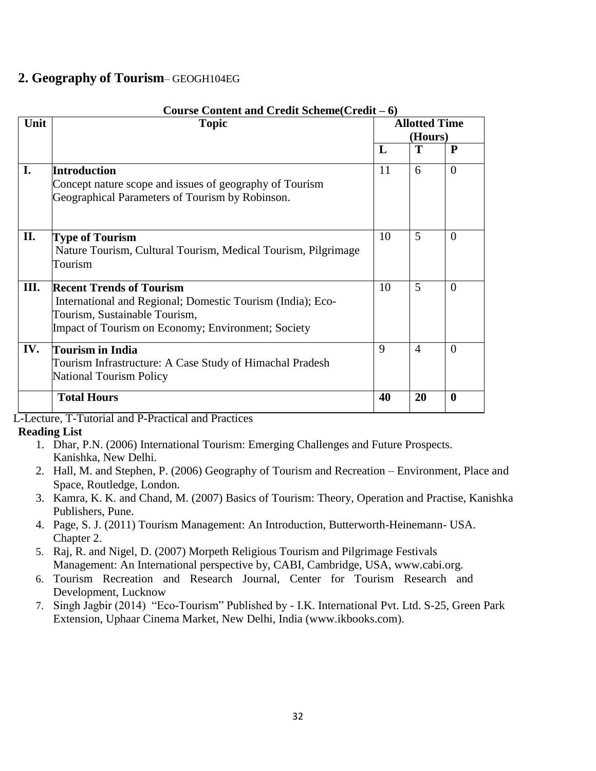## 2. Geography of Tourism– GEOGH104EG

**Course Content and Credit Scheme(Credit – 6)**

| Unit | Topic | Allotted Time (Hours) | | |
|---|---|---|---|---|
| | | **L** | **T** | **P** |
| **I.** | **Introduction**<br>Concept nature scope and issues of geography of Tourism<br>Geographical Parameters of Tourism by Robinson. | 11 | 6 | 0 |
| **II.** | **Type of Tourism**<br>Nature Tourism, Cultural Tourism, Medical Tourism, Pilgrimage Tourism | 10 | 5 | 0 |
| **III.** | **Recent Trends of Tourism**<br>International and Regional; Domestic Tourism (India); Eco-Tourism, Sustainable Tourism,<br>Impact of Tourism on Economy; Environment; Society | 10 | 5 | 0 |
| **IV.** | **Tourism in India**<br>Tourism Infrastructure: A Case Study of Himachal Pradesh<br>National Tourism Policy | 9 | 4 | 0 |
| | **Total Hours** | **40** | **20** | **0** |

L-Lecture, T-Tutorial and P-Practical and Practices

**Reading List**

1. Dhar, P.N. (2006) International Tourism: Emerging Challenges and Future Prospects. Kanishka, New Delhi.
2. Hall, M. and Stephen, P. (2006) Geography of Tourism and Recreation – Environment, Place and Space, Routledge, London.
3. Kamra, K. K. and Chand, M. (2007) Basics of Tourism: Theory, Operation and Practise, Kanishka Publishers, Pune.
4. Page, S. J. (2011) Tourism Management: An Introduction, Butterworth-Heinemann- USA. Chapter 2.
5. Raj, R. and Nigel, D. (2007) Morpeth Religious Tourism and Pilgrimage Festivals Management: An International perspective by, CABI, Cambridge, USA, www.cabi.org.
6. Tourism Recreation and Research Journal, Center for Tourism Research and Development, Lucknow
7. Singh Jagbir (2014) "Eco-Tourism" Published by - I.K. International Pvt. Ltd. S-25, Green Park Extension, Uphaar Cinema Market, New Delhi, India (www.ikbooks.com).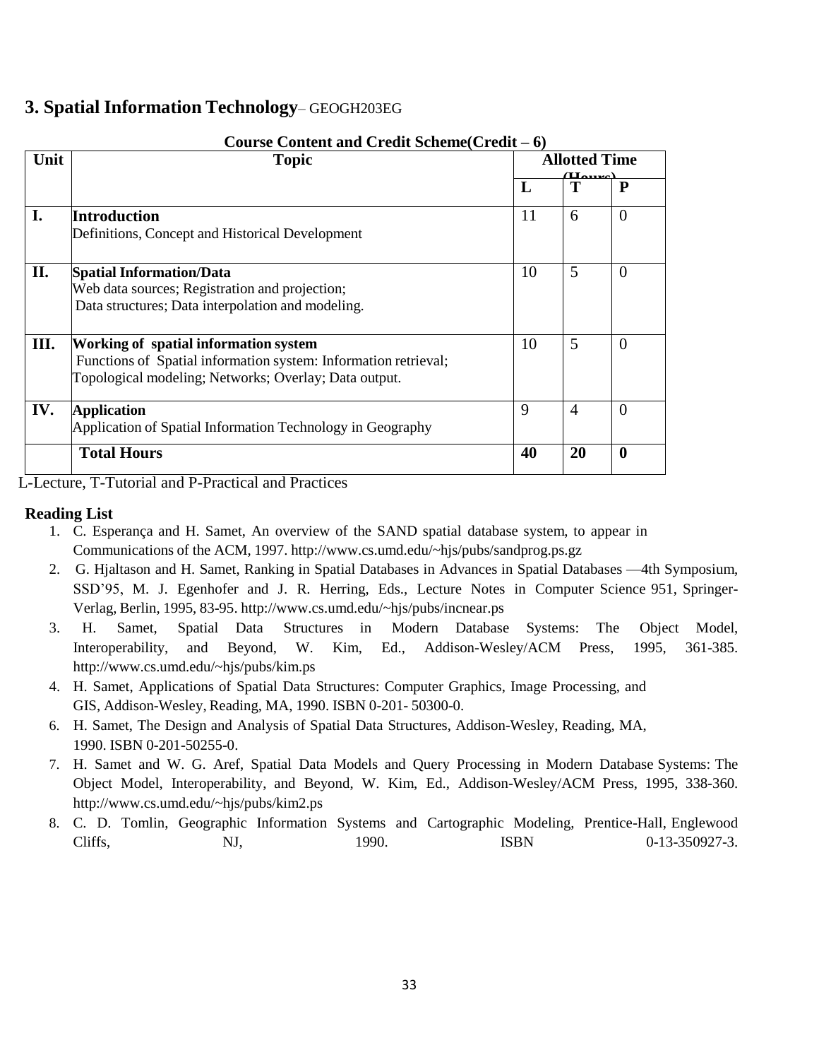## 3. Spatial Information Technology– GEOGH203EG

**Course Content and Credit Scheme(Credit – 6)**

| Unit | Topic | Allotted Time (Hours) | | |
|---|---|---|---|---|
| | | **L** | **T** | **P** |
| **I.** | **Introduction**<br>Definitions, Concept and Historical Development | 11 | 6 | 0 |
| **II.** | **Spatial Information/Data**<br>Web data sources; Registration and projection;<br>Data structures; Data interpolation and modeling. | 10 | 5 | 0 |
| **III.** | **Working of spatial information system**<br>Functions of Spatial information system: Information retrieval;<br>Topological modeling; Networks; Overlay; Data output. | 10 | 5 | 0 |
| **IV.** | **Application**<br>Application of Spatial Information Technology in Geography | 9 | 4 | 0 |
| | **Total Hours** | **40** | **20** | **0** |

L-Lecture, T-Tutorial and P-Practical and Practices

**Reading List**

1. C. Esperança and H. Samet, An overview of the SAND spatial database system, to appear in Communications of the ACM, 1997. http://www.cs.umd.edu/~hjs/pubs/sandprog.ps.gz
2. G. Hjaltason and H. Samet, Ranking in Spatial Databases in Advances in Spatial Databases —4th Symposium, SSD'95, M. J. Egenhofer and J. R. Herring, Eds., Lecture Notes in Computer Science 951, Springer-Verlag, Berlin, 1995, 83-95. http://www.cs.umd.edu/~hjs/pubs/incnear.ps
3. H. Samet, Spatial Data Structures in Modern Database Systems: The Object Model, Interoperability, and Beyond, W. Kim, Ed., Addison-Wesley/ACM Press, 1995, 361-385. http://www.cs.umd.edu/~hjs/pubs/kim.ps
4. H. Samet, Applications of Spatial Data Structures: Computer Graphics, Image Processing, and GIS, Addison-Wesley, Reading, MA, 1990. ISBN 0-201- 50300-0.
6. H. Samet, The Design and Analysis of Spatial Data Structures, Addison-Wesley, Reading, MA, 1990. ISBN 0-201-50255-0.
7. H. Samet and W. G. Aref, Spatial Data Models and Query Processing in Modern Database Systems: The Object Model, Interoperability, and Beyond, W. Kim, Ed., Addison-Wesley/ACM Press, 1995, 338-360. http://www.cs.umd.edu/~hjs/pubs/kim2.ps
8. C. D. Tomlin, Geographic Information Systems and Cartographic Modeling, Prentice-Hall, Englewood Cliffs, NJ, 1990. ISBN 0-13-350927-3.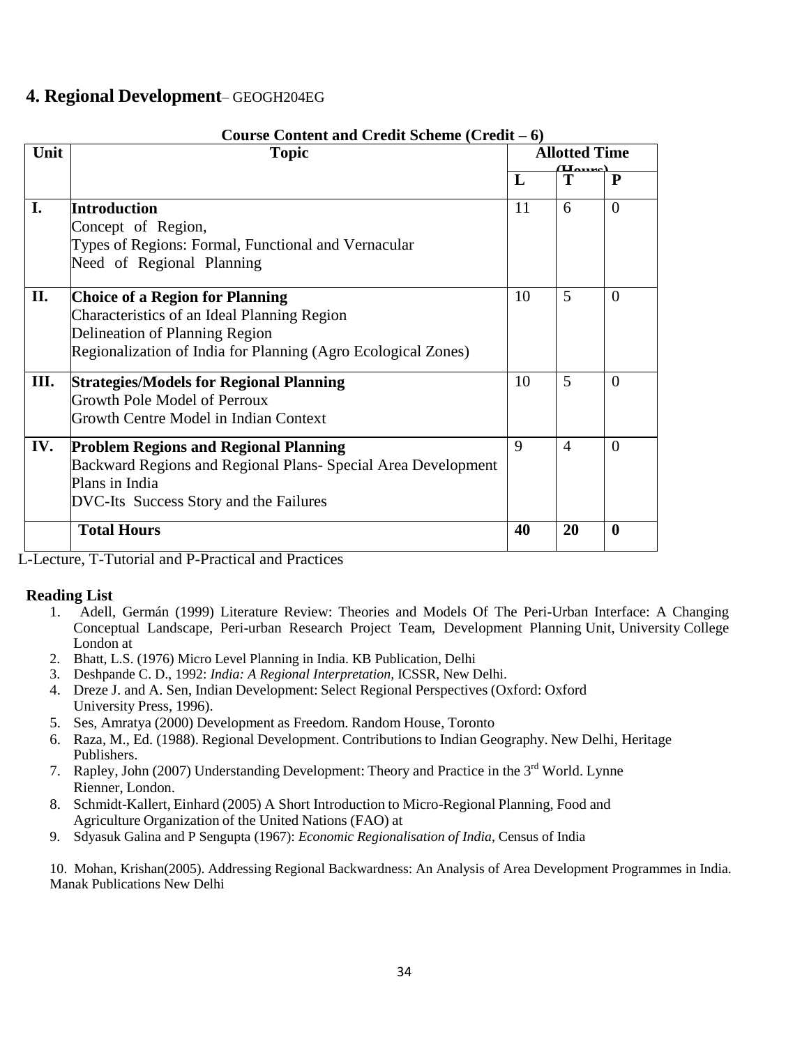## 4. Regional Development– GEOGH204EG

**Course Content and Credit Scheme (Credit – 6)**

| Unit | Topic | Allotted Time (Hours) | | |
|---|---|---|---|---|
| | | **L** | **T** | **P** |
| **I.** | **Introduction**<br>Concept of Region,<br>Types of Regions: Formal, Functional and Vernacular<br>Need of Regional Planning | 11 | 6 | 0 |
| **II.** | **Choice of a Region for Planning**<br>Characteristics of an Ideal Planning Region<br>Delineation of Planning Region<br>Regionalization of India for Planning (Agro Ecological Zones) | 10 | 5 | 0 |
| **III.** | **Strategies/Models for Regional Planning**<br>Growth Pole Model of Perroux<br>Growth Centre Model in Indian Context | 10 | 5 | 0 |
| **IV.** | **Problem Regions and Regional Planning**<br>Backward Regions and Regional Plans- Special Area Development Plans in India<br>DVC-Its Success Story and the Failures | 9 | 4 | 0 |
| | **Total Hours** | **40** | **20** | **0** |

L-Lecture, T-Tutorial and P-Practical and Practices

**Reading List**

1. Adell, Germán (1999) Literature Review: Theories and Models Of The Peri-Urban Interface: A Changing Conceptual Landscape, Peri-urban Research Project Team, Development Planning Unit, University College London at
2. Bhatt, L.S. (1976) Micro Level Planning in India. KB Publication, Delhi
3. Deshpande C. D., 1992: *India: A Regional Interpretation*, ICSSR, New Delhi.
4. Dreze J. and A. Sen, Indian Development: Select Regional Perspectives (Oxford: Oxford University Press, 1996).
5. Ses, Amratya (2000) Development as Freedom. Random House, Toronto
6. Raza, M., Ed. (1988). Regional Development. Contributions to Indian Geography. New Delhi, Heritage Publishers.
7. Rapley, John (2007) Understanding Development: Theory and Practice in the 3rd World. Lynne Rienner, London.
8. Schmidt-Kallert, Einhard (2005) A Short Introduction to Micro-Regional Planning, Food and Agriculture Organization of the United Nations (FAO) at
9. Sdyasuk Galina and P Sengupta (1967): *Economic Regionalisation of India*, Census of India

10. Mohan, Krishan(2005). Addressing Regional Backwardness: An Analysis of Area Development Programmes in India. Manak Publications New Delhi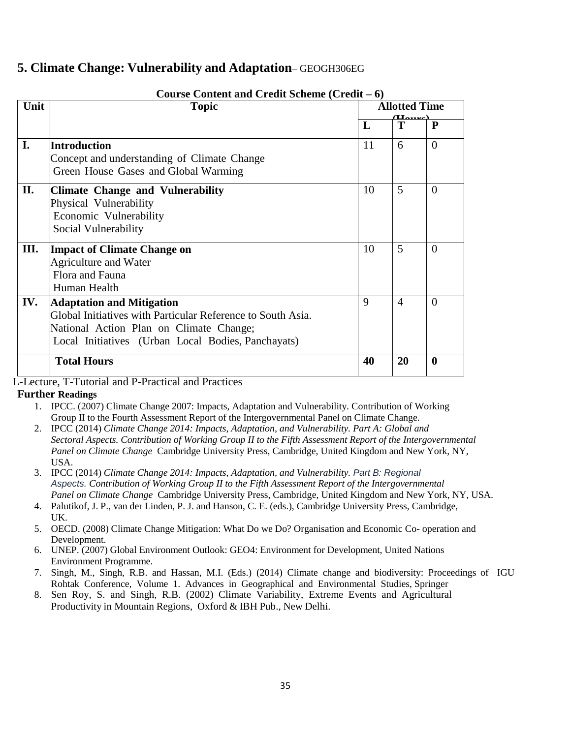## 5. Climate Change: Vulnerability and Adaptation– GEOGH306EG

**Course Content and Credit Scheme (Credit – 6)**

| Unit | Topic | Allotted Time (Hours) | | |
|---|---|---|---|---|
| | | **L** | **T** | **P** |
| **I.** | **Introduction**<br>Concept and understanding of Climate Change<br>Green House Gases and Global Warming | 11 | 6 | 0 |
| **II.** | **Climate Change and Vulnerability**<br>Physical Vulnerability<br>Economic Vulnerability<br>Social Vulnerability | 10 | 5 | 0 |
| **III.** | **Impact of Climate Change on**<br>Agriculture and Water<br>Flora and Fauna<br>Human Health | 10 | 5 | 0 |
| **IV.** | **Adaptation and Mitigation**<br>Global Initiatives with Particular Reference to South Asia.<br>National Action Plan on Climate Change;<br>Local Initiatives (Urban Local Bodies, Panchayats) | 9 | 4 | 0 |
| | **Total Hours** | **40** | **20** | **0** |

L-Lecture, T-Tutorial and P-Practical and Practices

**Further Readings**

1. IPCC. (2007) Climate Change 2007: Impacts, Adaptation and Vulnerability. Contribution of Working Group II to the Fourth Assessment Report of the Intergovernmental Panel on Climate Change.
2. IPCC (2014) *Climate Change 2014: Impacts, Adaptation, and Vulnerability. Part A: Global and Sectoral Aspects. Contribution of Working Group II to the Fifth Assessment Report of the Intergovernmental Panel on Climate Change* Cambridge University Press, Cambridge, United Kingdom and New York, NY, USA.
3. IPCC (2014) *Climate Change 2014: Impacts, Adaptation, and Vulnerability. Part B: Regional Aspects. Contribution of Working Group II to the Fifth Assessment Report of the Intergovernmental Panel on Climate Change* Cambridge University Press, Cambridge, United Kingdom and New York, NY, USA.
4. Palutikof, J. P., van der Linden, P. J. and Hanson, C. E. (eds.), Cambridge University Press, Cambridge, UK.
5. OECD. (2008) Climate Change Mitigation: What Do we Do? Organisation and Economic Co- operation and Development.
6. UNEP. (2007) Global Environment Outlook: GEO4: Environment for Development, United Nations Environment Programme.
7. Singh, M., Singh, R.B. and Hassan, M.I. (Eds.) (2014) Climate change and biodiversity: Proceedings of IGU Rohtak Conference, Volume 1. Advances in Geographical and Environmental Studies, Springer
8. Sen Roy, S. and Singh, R.B. (2002) Climate Variability, Extreme Events and Agricultural Productivity in Mountain Regions, Oxford & IBH Pub., New Delhi.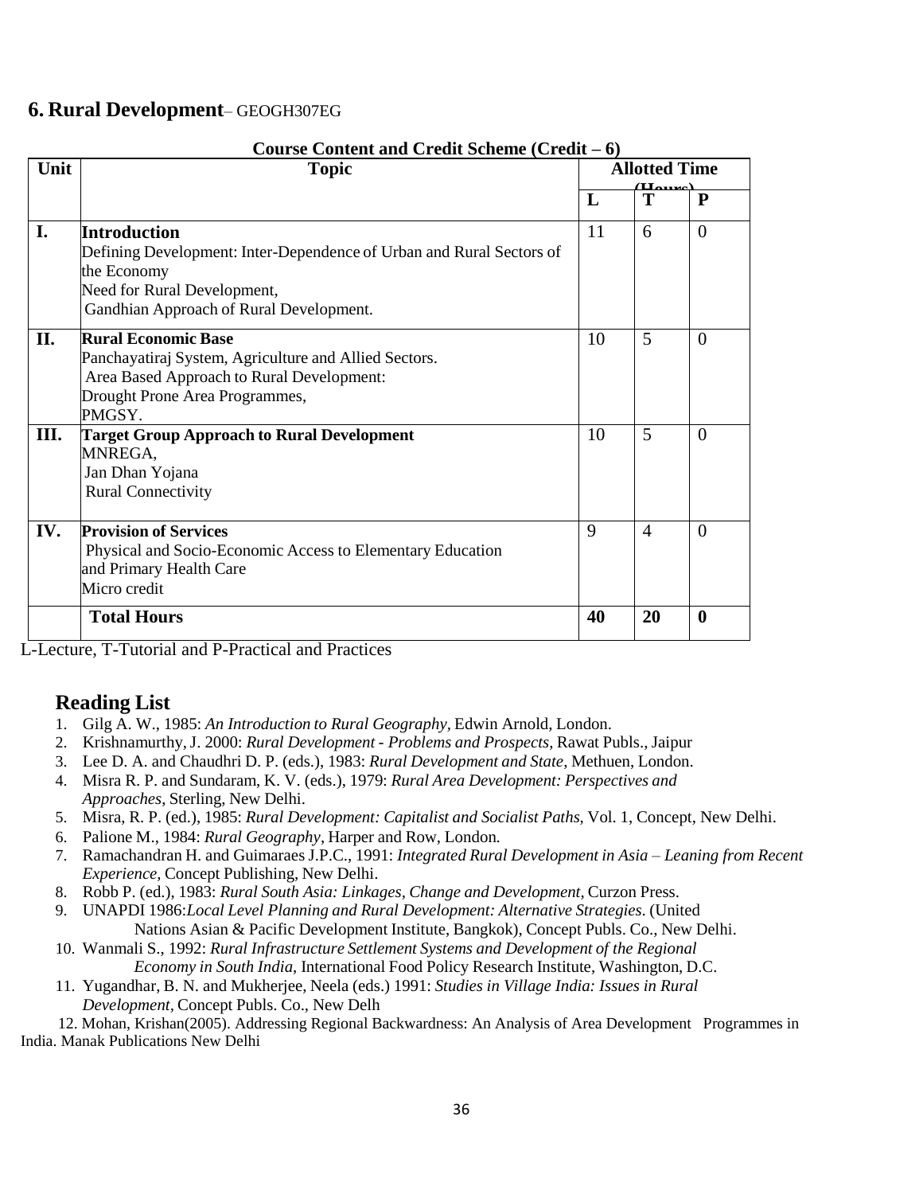## 6. Rural Development– GEOGH307EG

**Course Content and Credit Scheme (Credit – 6)**

| Unit | Topic | Allotted Time (Hours) | | |
|---|---|---|---|---|
| | | **L** | **T** | **P** |
| **I.** | **Introduction**<br>Defining Development: Inter-Dependence of Urban and Rural Sectors of the Economy<br>Need for Rural Development,<br>Gandhian Approach of Rural Development. | 11 | 6 | 0 |
| **II.** | **Rural Economic Base**<br>Panchayatiraj System, Agriculture and Allied Sectors.<br>Area Based Approach to Rural Development:<br>Drought Prone Area Programmes,<br>PMGSY. | 10 | 5 | 0 |
| **III.** | **Target Group Approach to Rural Development**<br>MNREGA,<br>Jan Dhan Yojana<br>Rural Connectivity | 10 | 5 | 0 |
| **IV.** | **Provision of Services**<br>Physical and Socio-Economic Access to Elementary Education and Primary Health Care<br>Micro credit | 9 | 4 | 0 |
| | **Total Hours** | **40** | **20** | **0** |

L-Lecture, T-Tutorial and P-Practical and Practices

## Reading List

1. Gilg A. W., 1985: *An Introduction to Rural Geography*, Edwin Arnold, London.
2. Krishnamurthy, J. 2000: *Rural Development - Problems and Prospects*, Rawat Publs., Jaipur
3. Lee D. A. and Chaudhri D. P. (eds.), 1983: *Rural Development and State*, Methuen, London.
4. Misra R. P. and Sundaram, K. V. (eds.), 1979: *Rural Area Development: Perspectives and Approaches*, Sterling, New Delhi.
5. Misra, R. P. (ed.), 1985: *Rural Development: Capitalist and Socialist Paths*, Vol. 1, Concept, New Delhi.
6. Palione M., 1984: *Rural Geography*, Harper and Row, London.
7. Ramachandran H. and Guimaraes J.P.C., 1991: *Integrated Rural Development in Asia – Leaning from Recent Experience*, Concept Publishing, New Delhi.
8. Robb P. (ed.), 1983: *Rural South Asia: Linkages, Change and Development*, Curzon Press.
9. UNAPDI 1986:*Local Level Planning and Rural Development: Alternative Strategies*. (United Nations Asian & Pacific Development Institute, Bangkok), Concept Publs. Co., New Delhi.
10. Wanmali S., 1992: *Rural Infrastructure Settlement Systems and Development of the Regional Economy in South India*, International Food Policy Research Institute, Washington, D.C.
11. Yugandhar, B. N. and Mukherjee, Neela (eds.) 1991: *Studies in Village India: Issues in Rural Development*, Concept Publs. Co., New Delh
12. Mohan, Krishan(2005). Addressing Regional Backwardness: An Analysis of Area Development Programmes in India. Manak Publications New Delhi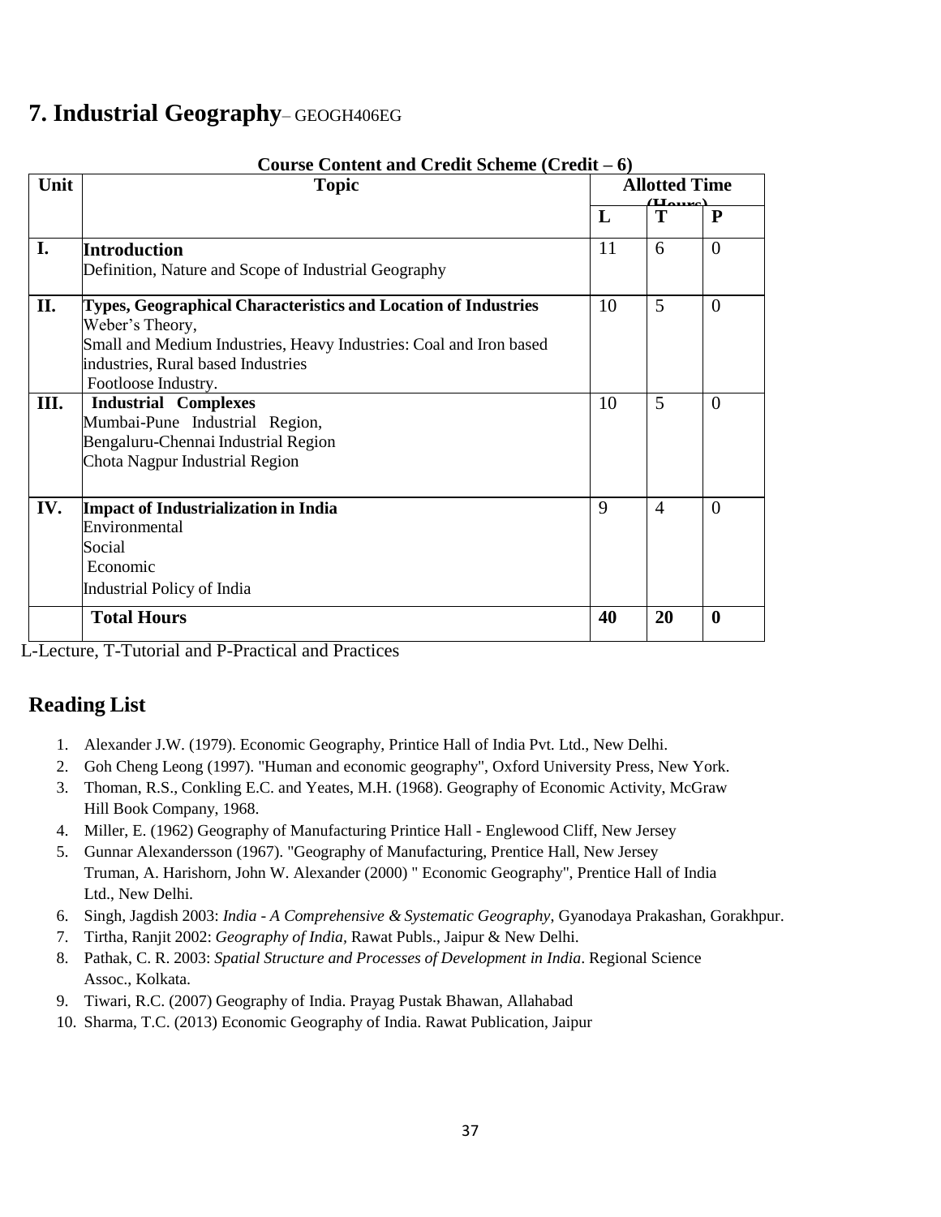# 7. Industrial Geography– GEOGH406EG

**Course Content and Credit Scheme (Credit – 6)**

| Unit | Topic | Allotted Time (Hours) | | |
|---|---|---|---|---|
| | | L | T | P |
| I. | **Introduction**<br>Definition, Nature and Scope of Industrial Geography | 11 | 6 | 0 |
| II. | **Types, Geographical Characteristics and Location of Industries**<br>Weber's Theory,<br>Small and Medium Industries, Heavy Industries: Coal and Iron based industries, Rural based Industries<br>Footloose Industry. | 10 | 5 | 0 |
| III. | **Industrial Complexes**<br>Mumbai-Pune Industrial Region,<br>Bengaluru-Chennai Industrial Region<br>Chota Nagpur Industrial Region | 10 | 5 | 0 |
| IV. | **Impact of Industrialization in India**<br>Environmental<br>Social<br>Economic<br>Industrial Policy of India | 9 | 4 | 0 |
| | **Total Hours** | **40** | **20** | **0** |

L-Lecture, T-Tutorial and P-Practical and Practices

## Reading List

1. Alexander J.W. (1979). Economic Geography, Printice Hall of India Pvt. Ltd., New Delhi.
2. Goh Cheng Leong (1997). "Human and economic geography", Oxford University Press, New York.
3. Thoman, R.S., Conkling E.C. and Yeates, M.H. (1968). Geography of Economic Activity, McGraw Hill Book Company, 1968.
4. Miller, E. (1962) Geography of Manufacturing Printice Hall - Englewood Cliff, New Jersey
5. Gunnar Alexandersson (1967). "Geography of Manufacturing, Prentice Hall, New Jersey Truman, A. Harishorn, John W. Alexander (2000) " Economic Geography", Prentice Hall of India Ltd., New Delhi.
6. Singh, Jagdish 2003: *India - A Comprehensive & Systematic Geography*, Gyanodaya Prakashan, Gorakhpur.
7. Tirtha, Ranjit 2002: *Geography of India*, Rawat Publs., Jaipur & New Delhi.
8. Pathak, C. R. 2003: *Spatial Structure and Processes of Development in India*. Regional Science Assoc., Kolkata.
9. Tiwari, R.C. (2007) Geography of India. Prayag Pustak Bhawan, Allahabad
10. Sharma, T.C. (2013) Economic Geography of India. Rawat Publication, Jaipur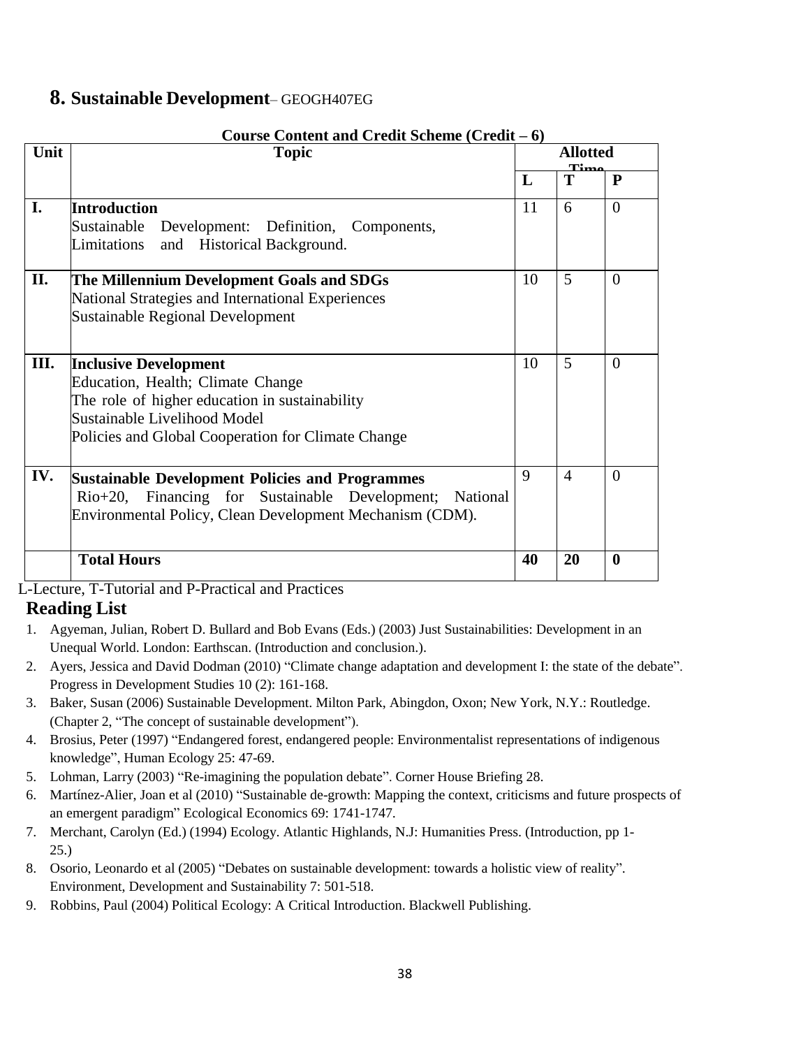## 8. Sustainable Development– GEOGH407EG

**Course Content and Credit Scheme (Credit – 6)**

| Unit | Topic | Allotted Time | | |
|---|---|---|---|---|
| | | L | T | P |
| I. | **Introduction**<br>Sustainable Development: Definition, Components, Limitations and Historical Background. | 11 | 6 | 0 |
| II. | **The Millennium Development Goals and SDGs**<br>National Strategies and International Experiences<br>Sustainable Regional Development | 10 | 5 | 0 |
| III. | **Inclusive Development**<br>Education, Health; Climate Change<br>The role of higher education in sustainability<br>Sustainable Livelihood Model<br>Policies and Global Cooperation for Climate Change | 10 | 5 | 0 |
| IV. | **Sustainable Development Policies and Programmes**<br>Rio+20, Financing for Sustainable Development; National Environmental Policy, Clean Development Mechanism (CDM). | 9 | 4 | 0 |
| | **Total Hours** | **40** | **20** | **0** |

L-Lecture, T-Tutorial and P-Practical and Practices

### Reading List

1. Agyeman, Julian, Robert D. Bullard and Bob Evans (Eds.) (2003) Just Sustainabilities: Development in an Unequal World. London: Earthscan. (Introduction and conclusion.).
2. Ayers, Jessica and David Dodman (2010) "Climate change adaptation and development I: the state of the debate". Progress in Development Studies 10 (2): 161-168.
3. Baker, Susan (2006) Sustainable Development. Milton Park, Abingdon, Oxon; New York, N.Y.: Routledge. (Chapter 2, "The concept of sustainable development").
4. Brosius, Peter (1997) "Endangered forest, endangered people: Environmentalist representations of indigenous knowledge", Human Ecology 25: 47-69.
5. Lohman, Larry (2003) "Re-imagining the population debate". Corner House Briefing 28.
6. Martínez-Alier, Joan et al (2010) "Sustainable de-growth: Mapping the context, criticisms and future prospects of an emergent paradigm" Ecological Economics 69: 1741-1747.
7. Merchant, Carolyn (Ed.) (1994) Ecology. Atlantic Highlands, N.J: Humanities Press. (Introduction, pp 1-25.)
8. Osorio, Leonardo et al (2005) "Debates on sustainable development: towards a holistic view of reality". Environment, Development and Sustainability 7: 501-518.
9. Robbins, Paul (2004) Political Ecology: A Critical Introduction. Blackwell Publishing.